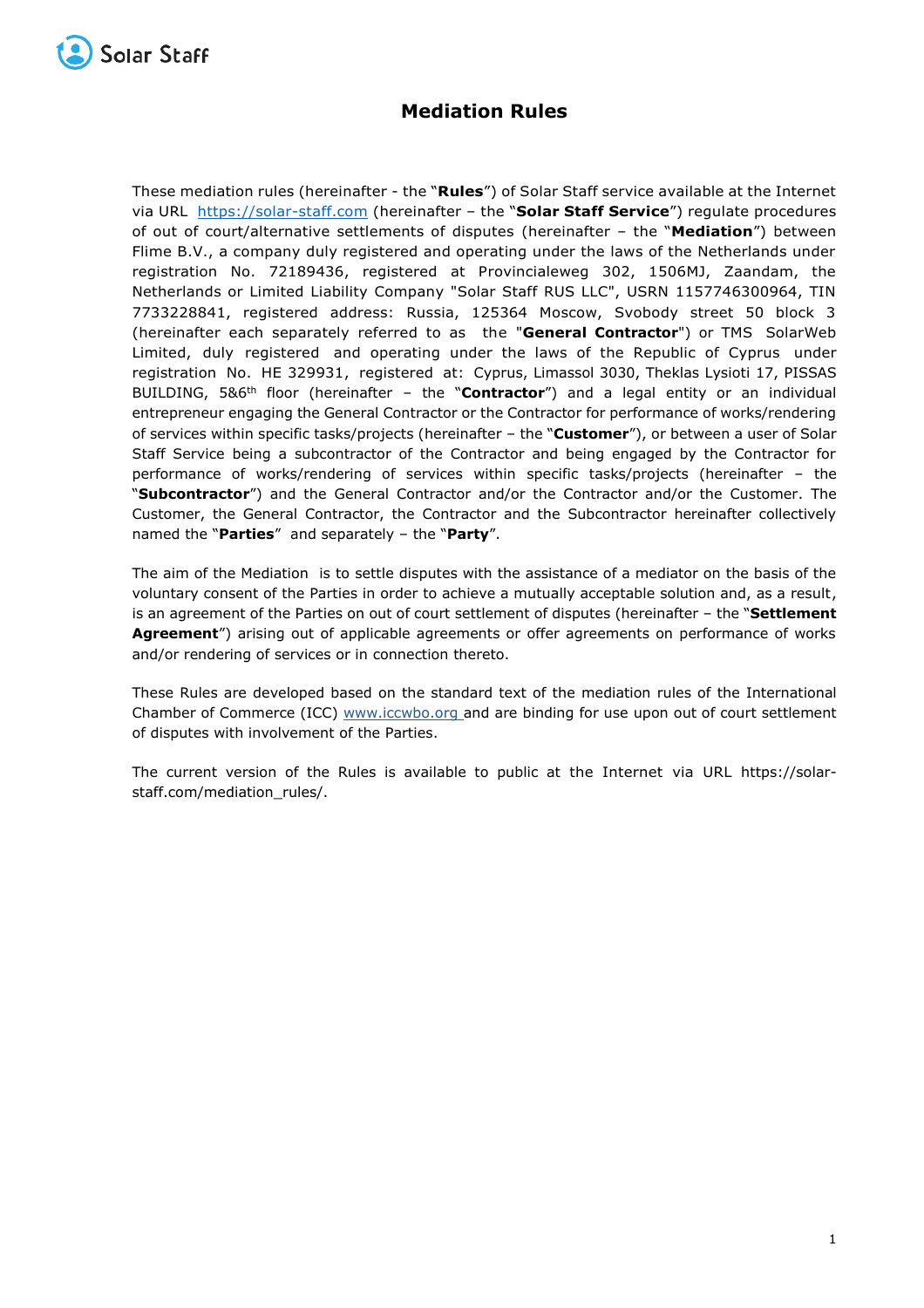# Mediation Rules

These mediation rules (hereinafter - the "**Rules**") of Solar Staff service available at the Internet via URL [https://solar-staff.com](https://solar-staff.com) (hereinafter – the "**Solar Staff Service**") regulate procedures of out of court/alternative settlements of disputes (hereinafter – the "**Mediation**") between Flime B.V., a company duly registered and operating under the laws of the Netherlands under registration No. 72189436, registered at Provincialeweg 302, 1506MJ, Zaandam, the Netherlands or Limited Liability Company "Solar Staff RUS LLC", USRN 1157746300964, TIN 7733228841, registered address: Russia, 125364 Moscow, Svobody street 50 block 3 (hereinafter each separately referred to as the "**General Contractor**") or TMS SolarWeb Limited, duly registered and operating under the laws of the Republic of Cyprus under registration No. HE 329931, registered at: Cyprus, Limassol 3030, Theklas Lysioti 17, PISSAS BUILDING, 5&6th floor (hereinafter – the "**Contractor**") and a legal entity or an individual entrepreneur engaging the General Contractor or the Contractor for performance of works/rendering of services within specific tasks/projects (hereinafter – the "**Customer**"), or between a user of Solar Staff Service being a subcontractor of the Contractor and being engaged by the Contractor for performance of works/rendering of services within specific tasks/projects (hereinafter – the "**Subcontractor**") and the General Contractor and/or the Contractor and/or the Customer. The Customer, the General Contractor, the Contractor and the Subcontractor hereinafter collectively named the "**Parties**" and separately – the "**Party**".

The aim of the Mediation is to settle disputes with the assistance of a mediator on the basis of the voluntary consent of the Parties in order to achieve a mutually acceptable solution and, as a result, is an agreement of the Parties on out of court settlement of disputes (hereinafter – the "**Settlement Agreement**") arising out of applicable agreements or offer agreements on performance of works and/or rendering of services or in connection thereto.

These Rules are developed based on the standard text of the mediation rules of the International Chamber of Commerce (ICC) [www.iccwbo.org](http://www.iccwbo.org) and are binding for use upon out of court settlement of disputes with involvement of the Parties.

The current version of the Rules is available to public at the Internet via URL https://solar-staff.com/mediation_rules/.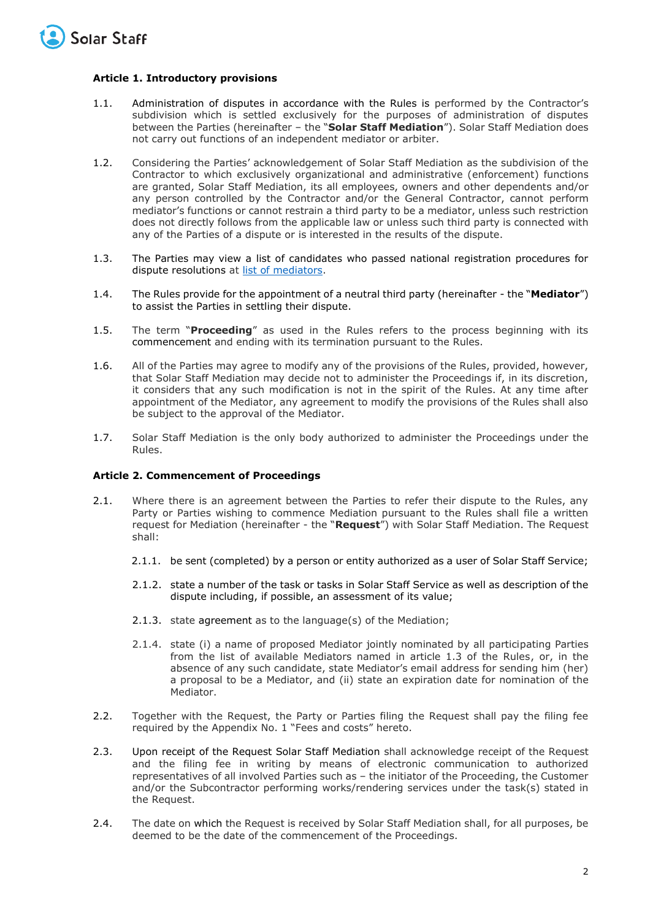### Article 1. Introductory provisions

1.1. Administration of disputes in accordance with the Rules is performed by the Contractor's subdivision which is settled exclusively for the purposes of administration of disputes between the Parties (hereinafter – the "**Solar Staff Mediation**"). Solar Staff Mediation does not carry out functions of an independent mediator or arbiter.

1.2. Considering the Parties' acknowledgement of Solar Staff Mediation as the subdivision of the Contractor to which exclusively organizational and administrative (enforcement) functions are granted, Solar Staff Mediation, its all employees, owners and other dependents and/or any person controlled by the Contractor and/or the General Contractor, cannot perform mediator's functions or cannot restrain a third party to be a mediator, unless such restriction does not directly follows from the applicable law or unless such third party is connected with any of the Parties of a dispute or is interested in the results of the dispute.

1.3. The Parties may view a list of candidates who passed national registration procedures for dispute resolutions at list of mediators.

1.4. The Rules provide for the appointment of a neutral third party (hereinafter - the "**Mediator**") to assist the Parties in settling their dispute.

1.5. The term "**Proceeding**" as used in the Rules refers to the process beginning with its commencement and ending with its termination pursuant to the Rules.

1.6. All of the Parties may agree to modify any of the provisions of the Rules, provided, however, that Solar Staff Mediation may decide not to administer the Proceedings if, in its discretion, it considers that any such modification is not in the spirit of the Rules. At any time after appointment of the Mediator, any agreement to modify the provisions of the Rules shall also be subject to the approval of the Mediator.

1.7. Solar Staff Mediation is the only body authorized to administer the Proceedings under the Rules.

### Article 2. Commencement of Proceedings

2.1. Where there is an agreement between the Parties to refer their dispute to the Rules, any Party or Parties wishing to commence Mediation pursuant to the Rules shall file a written request for Mediation (hereinafter - the "**Request**") with Solar Staff Mediation. The Request shall:

2.1.1. be sent (completed) by a person or entity authorized as a user of Solar Staff Service;

2.1.2. state a number of the task or tasks in Solar Staff Service as well as description of the dispute including, if possible, an assessment of its value;

2.1.3. state agreement as to the language(s) of the Mediation;

2.1.4. state (i) a name of proposed Mediator jointly nominated by all participating Parties from the list of available Mediators named in article 1.3 of the Rules, or, in the absence of any such candidate, state Mediator's email address for sending him (her) a proposal to be a Mediator, and (ii) state an expiration date for nomination of the Mediator.

2.2. Together with the Request, the Party or Parties filing the Request shall pay the filing fee required by the Appendix No. 1 "Fees and costs" hereto.

2.3. Upon receipt of the Request Solar Staff Mediation shall acknowledge receipt of the Request and the filing fee in writing by means of electronic communication to authorized representatives of all involved Parties such as – the initiator of the Proceeding, the Customer and/or the Subcontractor performing works/rendering services under the task(s) stated in the Request.

2.4. The date on which the Request is received by Solar Staff Mediation shall, for all purposes, be deemed to be the date of the commencement of the Proceedings.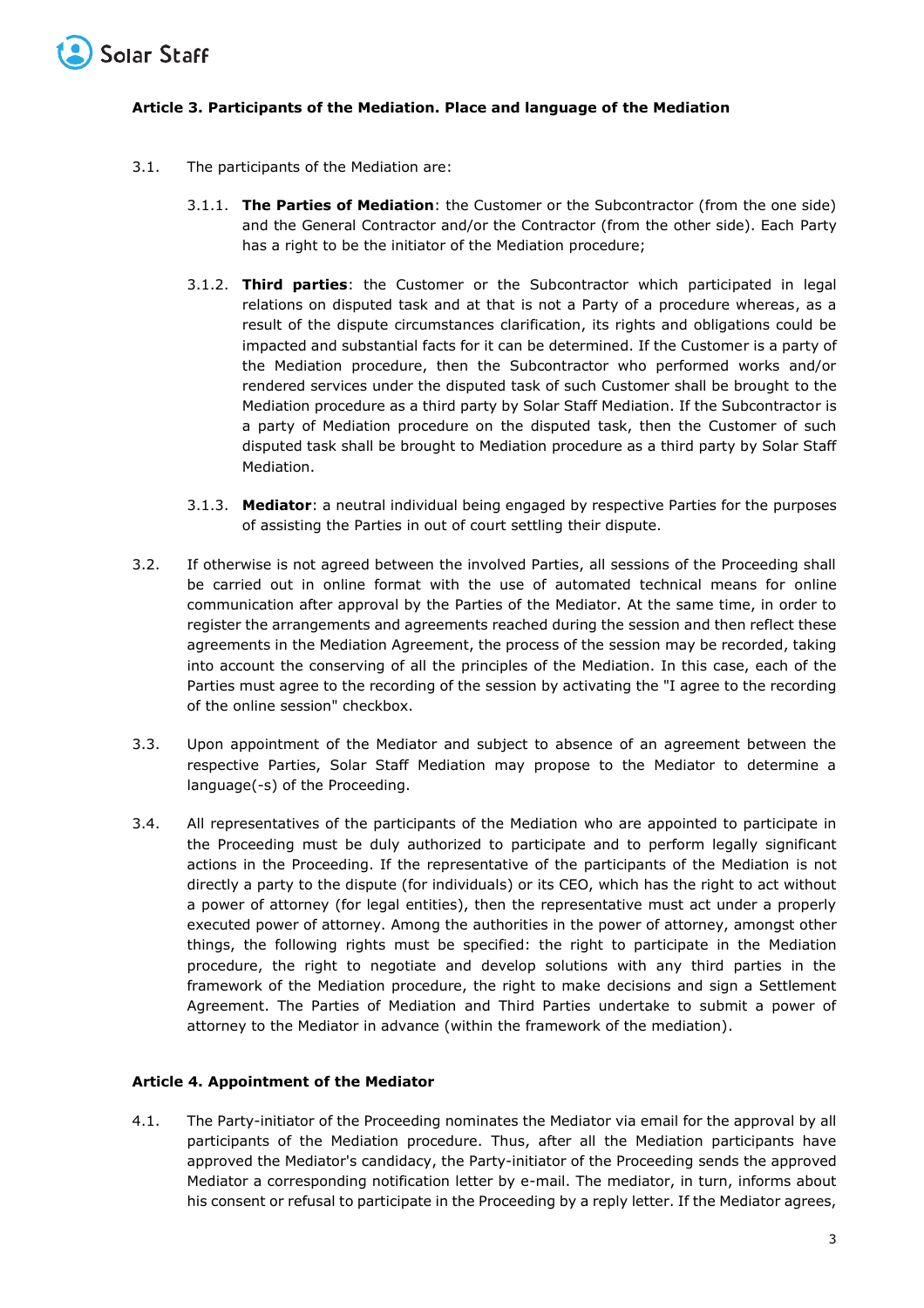### Article 3. Participants of the Mediation. Place and language of the Mediation

3.1. The participants of the Mediation are:

3.1.1. **The Parties of Mediation**: the Customer or the Subcontractor (from the one side) and the General Contractor and/or the Contractor (from the other side). Each Party has a right to be the initiator of the Mediation procedure;

3.1.2. **Third parties**: the Customer or the Subcontractor which participated in legal relations on disputed task and at that is not a Party of a procedure whereas, as a result of the dispute circumstances clarification, its rights and obligations could be impacted and substantial facts for it can be determined. If the Customer is a party of the Mediation procedure, then the Subcontractor who performed works and/or rendered services under the disputed task of such Customer shall be brought to the Mediation procedure as a third party by Solar Staff Mediation. If the Subcontractor is a party of Mediation procedure on the disputed task, then the Customer of such disputed task shall be brought to Mediation procedure as a third party by Solar Staff Mediation.

3.1.3. **Mediator**: a neutral individual being engaged by respective Parties for the purposes of assisting the Parties in out of court settling their dispute.

3.2. If otherwise is not agreed between the involved Parties, all sessions of the Proceeding shall be carried out in online format with the use of automated technical means for online communication after approval by the Parties of the Mediator. At the same time, in order to register the arrangements and agreements reached during the session and then reflect these agreements in the Mediation Agreement, the process of the session may be recorded, taking into account the conserving of all the principles of the Mediation. In this case, each of the Parties must agree to the recording of the session by activating the "I agree to the recording of the online session" checkbox.

3.3. Upon appointment of the Mediator and subject to absence of an agreement between the respective Parties, Solar Staff Mediation may propose to the Mediator to determine a language(-s) of the Proceeding.

3.4. All representatives of the participants of the Mediation who are appointed to participate in the Proceeding must be duly authorized to participate and to perform legally significant actions in the Proceeding. If the representative of the participants of the Mediation is not directly a party to the dispute (for individuals) or its CEO, which has the right to act without a power of attorney (for legal entities), then the representative must act under a properly executed power of attorney. Among the authorities in the power of attorney, amongst other things, the following rights must be specified: the right to participate in the Mediation procedure, the right to negotiate and develop solutions with any third parties in the framework of the Mediation procedure, the right to make decisions and sign a Settlement Agreement. The Parties of Mediation and Third Parties undertake to submit a power of attorney to the Mediator in advance (within the framework of the mediation).

### Article 4. Appointment of the Mediator

4.1. The Party-initiator of the Proceeding nominates the Mediator via email for the approval by all participants of the Mediation procedure. Thus, after all the Mediation participants have approved the Mediator's candidacy, the Party-initiator of the Proceeding sends the approved Mediator a corresponding notification letter by e-mail. The mediator, in turn, informs about his consent or refusal to participate in the Proceeding by a reply letter. If the Mediator agrees,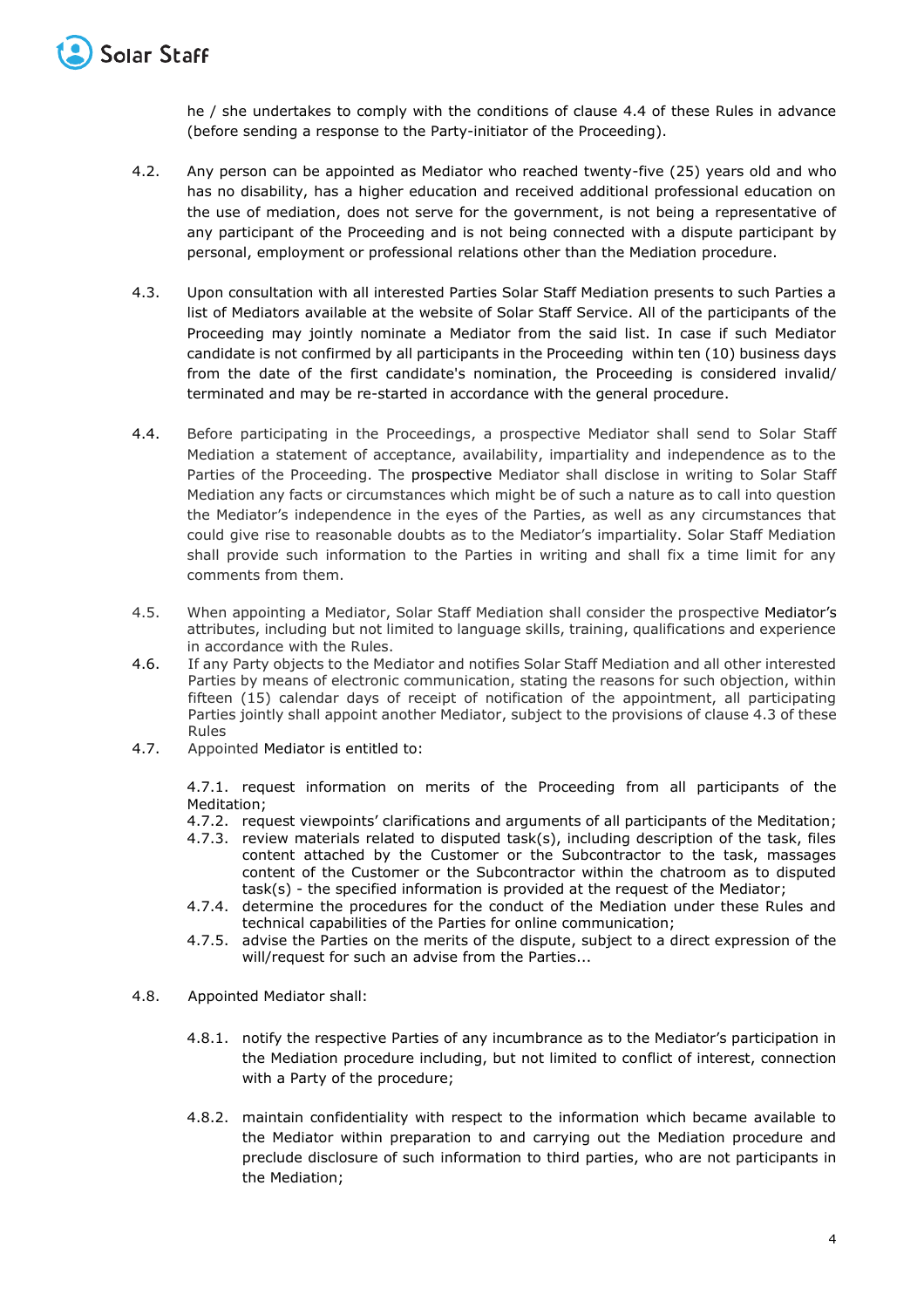he / she undertakes to comply with the conditions of clause 4.4 of these Rules in advance (before sending a response to the Party-initiator of the Proceeding).

4.2. Any person can be appointed as Mediator who reached twenty-five (25) years old and who has no disability, has a higher education and received additional professional education on the use of mediation, does not serve for the government, is not being a representative of any participant of the Proceeding and is not being connected with a dispute participant by personal, employment or professional relations other than the Mediation procedure.

4.3. Upon consultation with all interested Parties Solar Staff Mediation presents to such Parties a list of Mediators available at the website of Solar Staff Service. All of the participants of the Proceeding may jointly nominate a Mediator from the said list. In case if such Mediator candidate is not confirmed by all participants in the Proceeding within ten (10) business days from the date of the first candidate's nomination, the Proceeding is considered invalid/ terminated and may be re-started in accordance with the general procedure.

4.4. Before participating in the Proceedings, a prospective Mediator shall send to Solar Staff Mediation a statement of acceptance, availability, impartiality and independence as to the Parties of the Proceeding. The prospective Mediator shall disclose in writing to Solar Staff Mediation any facts or circumstances which might be of such a nature as to call into question the Mediator's independence in the eyes of the Parties, as well as any circumstances that could give rise to reasonable doubts as to the Mediator's impartiality. Solar Staff Mediation shall provide such information to the Parties in writing and shall fix a time limit for any comments from them.

4.5. When appointing a Mediator, Solar Staff Mediation shall consider the prospective Mediator's attributes, including but not limited to language skills, training, qualifications and experience in accordance with the Rules.

4.6. If any Party objects to the Mediator and notifies Solar Staff Mediation and all other interested Parties by means of electronic communication, stating the reasons for such objection, within fifteen (15) calendar days of receipt of notification of the appointment, all participating Parties jointly shall appoint another Mediator, subject to the provisions of clause 4.3 of these Rules

4.7. Appointed Mediator is entitled to:

4.7.1. request information on merits of the Proceeding from all participants of the Meditation;

4.7.2. request viewpoints' clarifications and arguments of all participants of the Meditation;

4.7.3. review materials related to disputed task(s), including description of the task, files content attached by the Customer or the Subcontractor to the task, massages content of the Customer or the Subcontractor within the chatroom as to disputed task(s) - the specified information is provided at the request of the Mediator;

4.7.4. determine the procedures for the conduct of the Mediation under these Rules and technical capabilities of the Parties for online communication;

4.7.5. advise the Parties on the merits of the dispute, subject to a direct expression of the will/request for such an advise from the Parties...

4.8. Appointed Mediator shall:

4.8.1. notify the respective Parties of any incumbrance as to the Mediator's participation in the Mediation procedure including, but not limited to conflict of interest, connection with a Party of the procedure;

4.8.2. maintain confidentiality with respect to the information which became available to the Mediator within preparation to and carrying out the Mediation procedure and preclude disclosure of such information to third parties, who are not participants in the Mediation;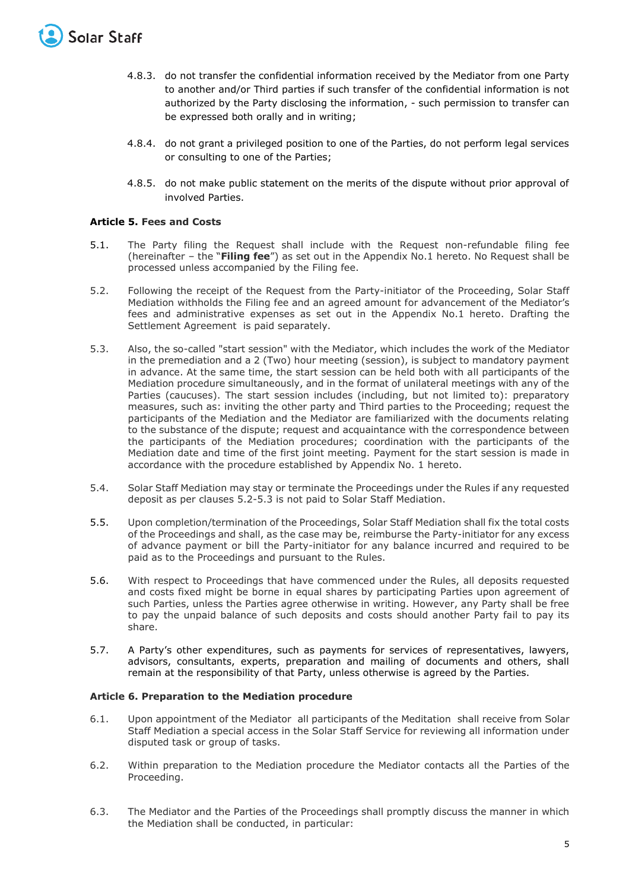4.8.3. do not transfer the confidential information received by the Mediator from one Party to another and/or Third parties if such transfer of the confidential information is not authorized by the Party disclosing the information, - such permission to transfer can be expressed both orally and in writing;

4.8.4. do not grant a privileged position to one of the Parties, do not perform legal services or consulting to one of the Parties;

4.8.5. do not make public statement on the merits of the dispute without prior approval of involved Parties.

**Article 5. Fees and Costs**

5.1. The Party filing the Request shall include with the Request non-refundable filing fee (hereinafter – the "**Filing fee**") as set out in the Appendix No.1 hereto. No Request shall be processed unless accompanied by the Filing fee.

5.2. Following the receipt of the Request from the Party-initiator of the Proceeding, Solar Staff Mediation withholds the Filing fee and an agreed amount for advancement of the Mediator's fees and administrative expenses as set out in the Appendix No.1 hereto. Drafting the Settlement Agreement is paid separately.

5.3. Also, the so-called "start session" with the Mediator, which includes the work of the Mediator in the premediation and a 2 (Two) hour meeting (session), is subject to mandatory payment in advance. At the same time, the start session can be held both with all participants of the Mediation procedure simultaneously, and in the format of unilateral meetings with any of the Parties (caucuses). The start session includes (including, but not limited to): preparatory measures, such as: inviting the other party and Third parties to the Proceeding; request the participants of the Mediation and the Mediator are familiarized with the documents relating to the substance of the dispute; request and acquaintance with the correspondence between the participants of the Mediation procedures; coordination with the participants of the Mediation date and time of the first joint meeting. Payment for the start session is made in accordance with the procedure established by Appendix No. 1 hereto.

5.4. Solar Staff Mediation may stay or terminate the Proceedings under the Rules if any requested deposit as per clauses 5.2-5.3 is not paid to Solar Staff Mediation.

5.5. Upon completion/termination of the Proceedings, Solar Staff Mediation shall fix the total costs of the Proceedings and shall, as the case may be, reimburse the Party-initiator for any excess of advance payment or bill the Party-initiator for any balance incurred and required to be paid as to the Proceedings and pursuant to the Rules.

5.6. With respect to Proceedings that have commenced under the Rules, all deposits requested and costs fixed might be borne in equal shares by participating Parties upon agreement of such Parties, unless the Parties agree otherwise in writing. However, any Party shall be free to pay the unpaid balance of such deposits and costs should another Party fail to pay its share.

5.7. A Party's other expenditures, such as payments for services of representatives, lawyers, advisors, consultants, experts, preparation and mailing of documents and others, shall remain at the responsibility of that Party, unless otherwise is agreed by the Parties.

**Article 6. Preparation to the Mediation procedure**

6.1. Upon appointment of the Mediator all participants of the Meditation shall receive from Solar Staff Mediation a special access in the Solar Staff Service for reviewing all information under disputed task or group of tasks.

6.2. Within preparation to the Mediation procedure the Mediator contacts all the Parties of the Proceeding.

6.3. The Mediator and the Parties of the Proceedings shall promptly discuss the manner in which the Mediation shall be conducted, in particular: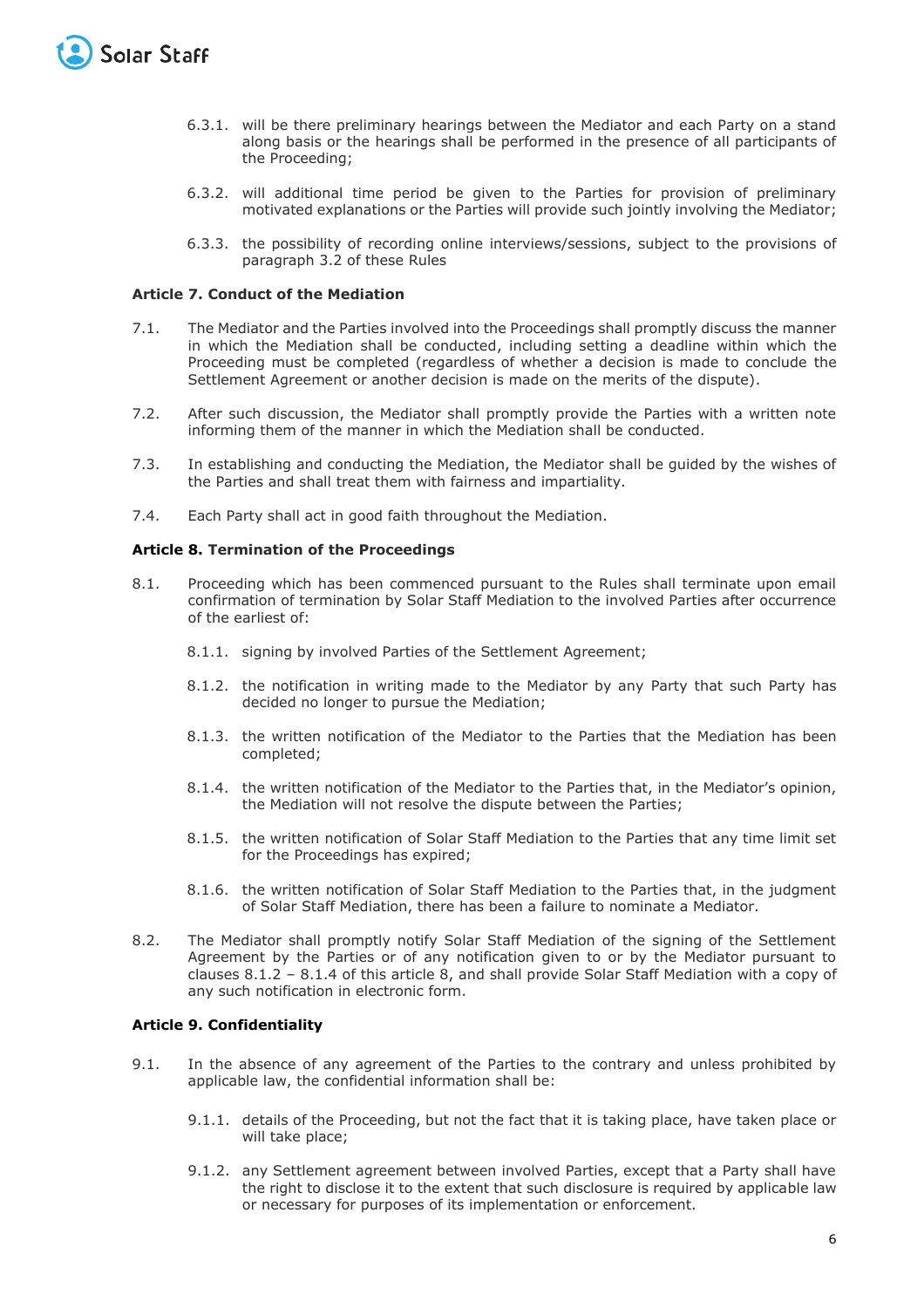6.3.1. will be there preliminary hearings between the Mediator and each Party on a stand along basis or the hearings shall be performed in the presence of all participants of the Proceeding;

6.3.2. will additional time period be given to the Parties for provision of preliminary motivated explanations or the Parties will provide such jointly involving the Mediator;

6.3.3. the possibility of recording online interviews/sessions, subject to the provisions of paragraph 3.2 of these Rules

**Article 7. Conduct of the Mediation**

7.1. The Mediator and the Parties involved into the Proceedings shall promptly discuss the manner in which the Mediation shall be conducted, including setting a deadline within which the Proceeding must be completed (regardless of whether a decision is made to conclude the Settlement Agreement or another decision is made on the merits of the dispute).

7.2. After such discussion, the Mediator shall promptly provide the Parties with a written note informing them of the manner in which the Mediation shall be conducted.

7.3. In establishing and conducting the Mediation, the Mediator shall be guided by the wishes of the Parties and shall treat them with fairness and impartiality.

7.4. Each Party shall act in good faith throughout the Mediation.

**Article 8. Termination of the Proceedings**

8.1. Proceeding which has been commenced pursuant to the Rules shall terminate upon email confirmation of termination by Solar Staff Mediation to the involved Parties after occurrence of the earliest of:

8.1.1. signing by involved Parties of the Settlement Agreement;

8.1.2. the notification in writing made to the Mediator by any Party that such Party has decided no longer to pursue the Mediation;

8.1.3. the written notification of the Mediator to the Parties that the Mediation has been completed;

8.1.4. the written notification of the Mediator to the Parties that, in the Mediator's opinion, the Mediation will not resolve the dispute between the Parties;

8.1.5. the written notification of Solar Staff Mediation to the Parties that any time limit set for the Proceedings has expired;

8.1.6. the written notification of Solar Staff Mediation to the Parties that, in the judgment of Solar Staff Mediation, there has been a failure to nominate a Mediator.

8.2. The Mediator shall promptly notify Solar Staff Mediation of the signing of the Settlement Agreement by the Parties or of any notification given to or by the Mediator pursuant to clauses 8.1.2 – 8.1.4 of this article 8, and shall provide Solar Staff Mediation with a copy of any such notification in electronic form.

**Article 9. Confidentiality**

9.1. In the absence of any agreement of the Parties to the contrary and unless prohibited by applicable law, the confidential information shall be:

9.1.1. details of the Proceeding, but not the fact that it is taking place, have taken place or will take place;

9.1.2. any Settlement agreement between involved Parties, except that a Party shall have the right to disclose it to the extent that such disclosure is required by applicable law or necessary for purposes of its implementation or enforcement.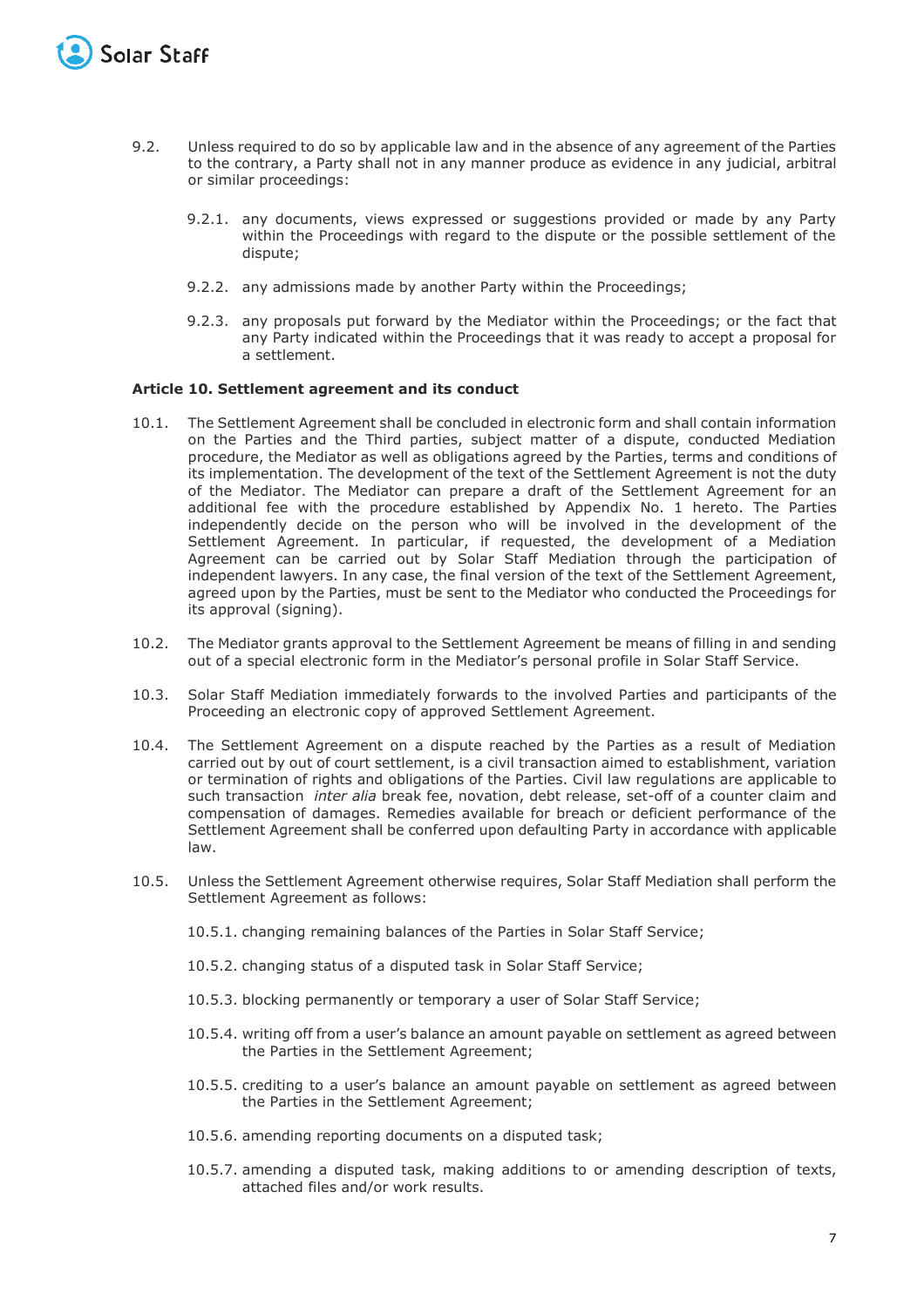9.2. Unless required to do so by applicable law and in the absence of any agreement of the Parties to the contrary, a Party shall not in any manner produce as evidence in any judicial, arbitral or similar proceedings:

9.2.1. any documents, views expressed or suggestions provided or made by any Party within the Proceedings with regard to the dispute or the possible settlement of the dispute;

9.2.2. any admissions made by another Party within the Proceedings;

9.2.3. any proposals put forward by the Mediator within the Proceedings; or the fact that any Party indicated within the Proceedings that it was ready to accept a proposal for a settlement.

**Article 10. Settlement agreement and its conduct**

10.1. The Settlement Agreement shall be concluded in electronic form and shall contain information on the Parties and the Third parties, subject matter of a dispute, conducted Mediation procedure, the Mediator as well as obligations agreed by the Parties, terms and conditions of its implementation. The development of the text of the Settlement Agreement is not the duty of the Mediator. The Mediator can prepare a draft of the Settlement Agreement for an additional fee with the procedure established by Appendix No. 1 hereto. The Parties independently decide on the person who will be involved in the development of the Settlement Agreement. In particular, if requested, the development of a Mediation Agreement can be carried out by Solar Staff Mediation through the participation of independent lawyers. In any case, the final version of the text of the Settlement Agreement, agreed upon by the Parties, must be sent to the Mediator who conducted the Proceedings for its approval (signing).

10.2. The Mediator grants approval to the Settlement Agreement be means of filling in and sending out of a special electronic form in the Mediator's personal profile in Solar Staff Service.

10.3. Solar Staff Mediation immediately forwards to the involved Parties and participants of the Proceeding an electronic copy of approved Settlement Agreement.

10.4. The Settlement Agreement on a dispute reached by the Parties as a result of Mediation carried out by out of court settlement, is a civil transaction aimed to establishment, variation or termination of rights and obligations of the Parties. Civil law regulations are applicable to such transaction *inter alia* break fee, novation, debt release, set-off of a counter claim and compensation of damages. Remedies available for breach or deficient performance of the Settlement Agreement shall be conferred upon defaulting Party in accordance with applicable law.

10.5. Unless the Settlement Agreement otherwise requires, Solar Staff Mediation shall perform the Settlement Agreement as follows:

10.5.1. changing remaining balances of the Parties in Solar Staff Service;

10.5.2. changing status of a disputed task in Solar Staff Service;

10.5.3. blocking permanently or temporary a user of Solar Staff Service;

10.5.4. writing off from a user's balance an amount payable on settlement as agreed between the Parties in the Settlement Agreement;

10.5.5. crediting to a user's balance an amount payable on settlement as agreed between the Parties in the Settlement Agreement;

10.5.6. amending reporting documents on a disputed task;

10.5.7. amending a disputed task, making additions to or amending description of texts, attached files and/or work results.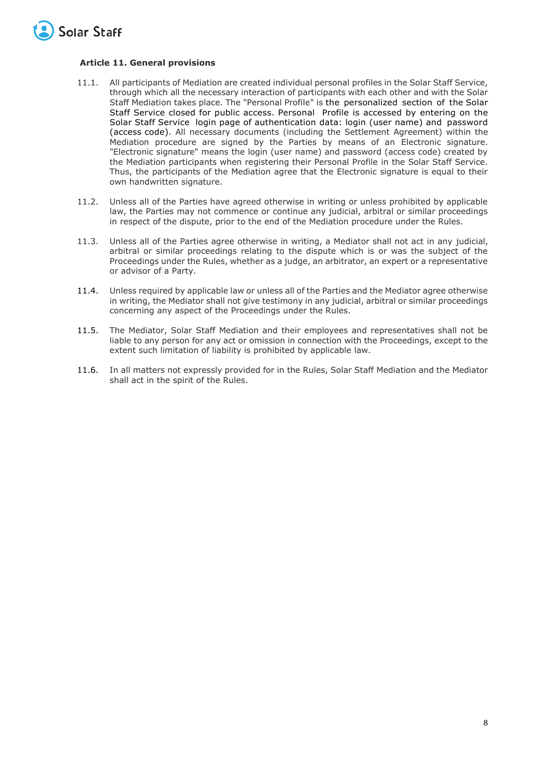### Article 11. General provisions

11.1. All participants of Mediation are created individual personal profiles in the Solar Staff Service, through which all the necessary interaction of participants with each other and with the Solar Staff Mediation takes place. The "Personal Profile" is the personalized section of the Solar Staff Service closed for public access. Personal Profile is accessed by entering on the Solar Staff Service login page of authentication data: login (user name) and password (access code). All necessary documents (including the Settlement Agreement) within the Mediation procedure are signed by the Parties by means of an Electronic signature. "Electronic signature" means the login (user name) and password (access code) created by the Mediation participants when registering their Personal Profile in the Solar Staff Service. Thus, the participants of the Mediation agree that the Electronic signature is equal to their own handwritten signature.

11.2. Unless all of the Parties have agreed otherwise in writing or unless prohibited by applicable law, the Parties may not commence or continue any judicial, arbitral or similar proceedings in respect of the dispute, prior to the end of the Mediation procedure under the Rules.

11.3. Unless all of the Parties agree otherwise in writing, a Mediator shall not act in any judicial, arbitral or similar proceedings relating to the dispute which is or was the subject of the Proceedings under the Rules, whether as a judge, an arbitrator, an expert or a representative or advisor of a Party.

11.4. Unless required by applicable law or unless all of the Parties and the Mediator agree otherwise in writing, the Mediator shall not give testimony in any judicial, arbitral or similar proceedings concerning any aspect of the Proceedings under the Rules.

11.5. The Mediator, Solar Staff Mediation and their employees and representatives shall not be liable to any person for any act or omission in connection with the Proceedings, except to the extent such limitation of liability is prohibited by applicable law.

11.6. In all matters not expressly provided for in the Rules, Solar Staff Mediation and the Mediator shall act in the spirit of the Rules.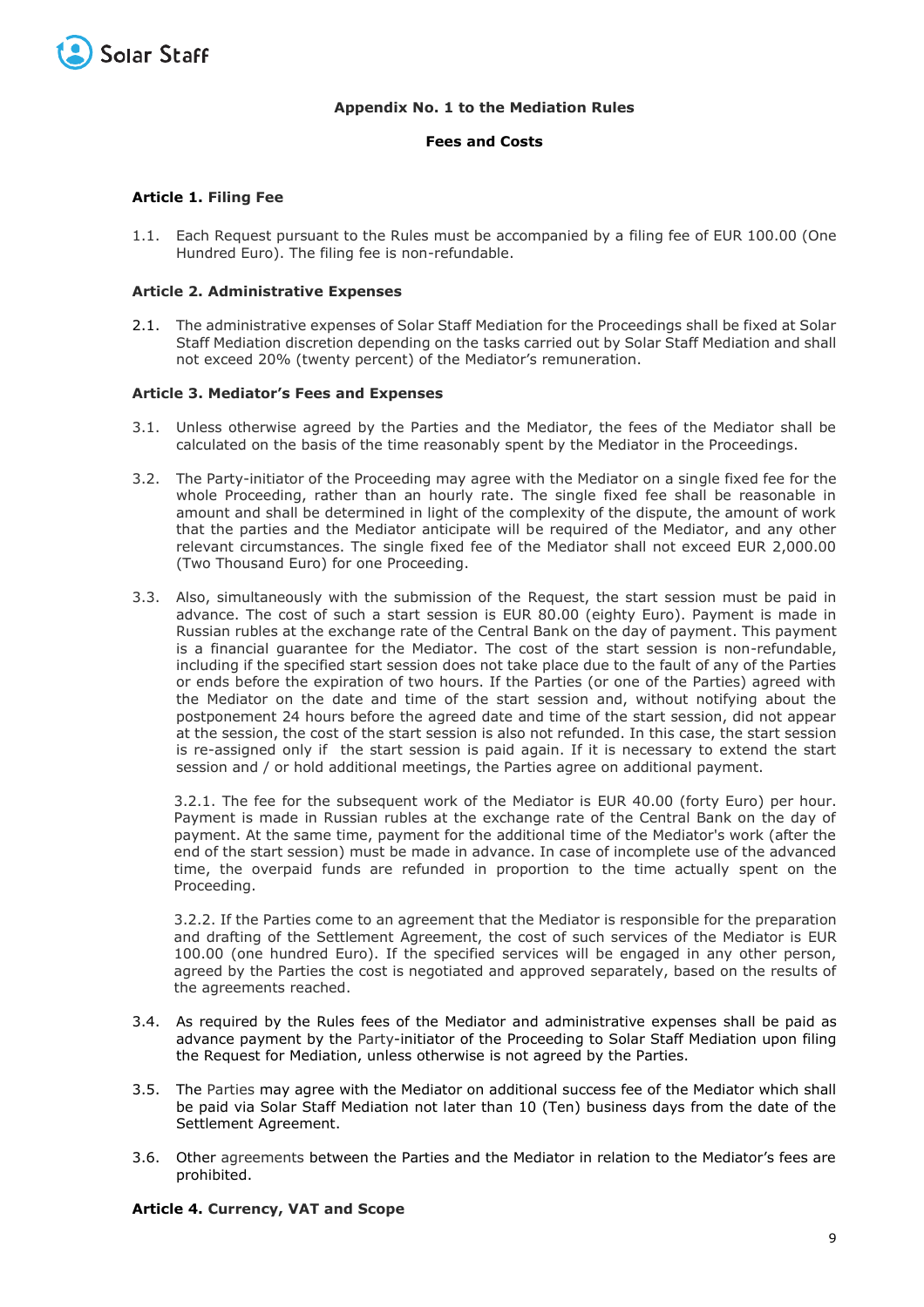**Appendix No. 1 to the Mediation Rules**

**Fees and Costs**

**Article 1. Filing Fee**

1.1. Each Request pursuant to the Rules must be accompanied by a filing fee of EUR 100.00 (One Hundred Euro). The filing fee is non-refundable.

**Article 2. Administrative Expenses**

2.1. The administrative expenses of Solar Staff Mediation for the Proceedings shall be fixed at Solar Staff Mediation discretion depending on the tasks carried out by Solar Staff Mediation and shall not exceed 20% (twenty percent) of the Mediator's remuneration.

**Article 3. Mediator's Fees and Expenses**

3.1. Unless otherwise agreed by the Parties and the Mediator, the fees of the Mediator shall be calculated on the basis of the time reasonably spent by the Mediator in the Proceedings.

3.2. The Party-initiator of the Proceeding may agree with the Mediator on a single fixed fee for the whole Proceeding, rather than an hourly rate. The single fixed fee shall be reasonable in amount and shall be determined in light of the complexity of the dispute, the amount of work that the parties and the Mediator anticipate will be required of the Mediator, and any other relevant circumstances. The single fixed fee of the Mediator shall not exceed EUR 2,000.00 (Two Thousand Euro) for one Proceeding.

3.3. Also, simultaneously with the submission of the Request, the start session must be paid in advance. The cost of such a start session is EUR 80.00 (eighty Euro). Payment is made in Russian rubles at the exchange rate of the Central Bank on the day of payment. This payment is a financial guarantee for the Mediator. The cost of the start session is non-refundable, including if the specified start session does not take place due to the fault of any of the Parties or ends before the expiration of two hours. If the Parties (or one of the Parties) agreed with the Mediator on the date and time of the start session and, without notifying about the postponement 24 hours before the agreed date and time of the start session, did not appear at the session, the cost of the start session is also not refunded. In this case, the start session is re-assigned only if the start session is paid again. If it is necessary to extend the start session and / or hold additional meetings, the Parties agree on additional payment.

3.2.1. The fee for the subsequent work of the Mediator is EUR 40.00 (forty Euro) per hour. Payment is made in Russian rubles at the exchange rate of the Central Bank on the day of payment. At the same time, payment for the additional time of the Mediator's work (after the end of the start session) must be made in advance. In case of incomplete use of the advanced time, the overpaid funds are refunded in proportion to the time actually spent on the Proceeding.

3.2.2. If the Parties come to an agreement that the Mediator is responsible for the preparation and drafting of the Settlement Agreement, the cost of such services of the Mediator is EUR 100.00 (one hundred Euro). If the specified services will be engaged in any other person, agreed by the Parties the cost is negotiated and approved separately, based on the results of the agreements reached.

3.4. As required by the Rules fees of the Mediator and administrative expenses shall be paid as advance payment by the Party-initiator of the Proceeding to Solar Staff Mediation upon filing the Request for Mediation, unless otherwise is not agreed by the Parties.

3.5. The Parties may agree with the Mediator on additional success fee of the Mediator which shall be paid via Solar Staff Mediation not later than 10 (Ten) business days from the date of the Settlement Agreement.

3.6. Other agreements between the Parties and the Mediator in relation to the Mediator's fees are prohibited.

**Article 4. Currency, VAT and Scope**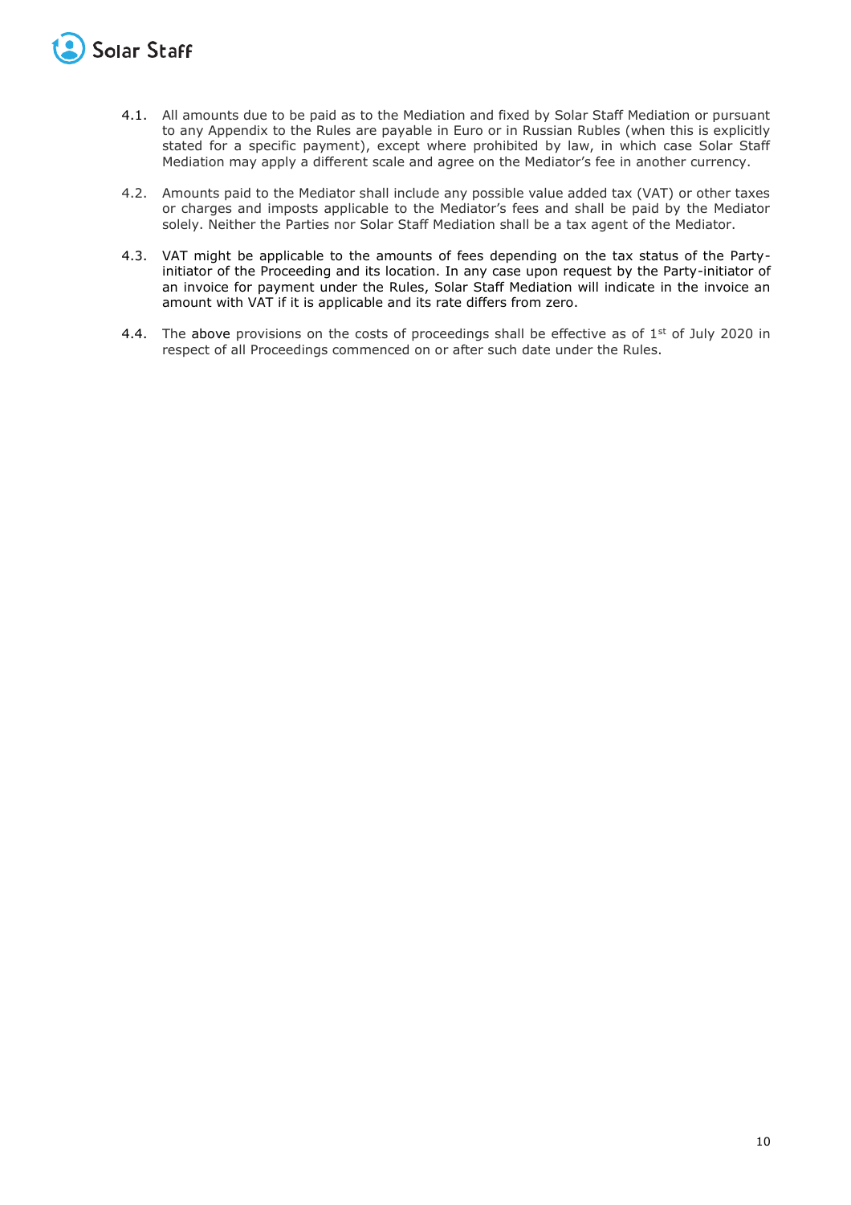4.1. All amounts due to be paid as to the Mediation and fixed by Solar Staff Mediation or pursuant to any Appendix to the Rules are payable in Euro or in Russian Rubles (when this is explicitly stated for a specific payment), except where prohibited by law, in which case Solar Staff Mediation may apply a different scale and agree on the Mediator's fee in another currency.

4.2. Amounts paid to the Mediator shall include any possible value added tax (VAT) or other taxes or charges and imposts applicable to the Mediator's fees and shall be paid by the Mediator solely. Neither the Parties nor Solar Staff Mediation shall be a tax agent of the Mediator.

4.3. VAT might be applicable to the amounts of fees depending on the tax status of the Party-initiator of the Proceeding and its location. In any case upon request by the Party-initiator of an invoice for payment under the Rules, Solar Staff Mediation will indicate in the invoice an amount with VAT if it is applicable and its rate differs from zero.

4.4. The above provisions on the costs of proceedings shall be effective as of 1st of July 2020 in respect of all Proceedings commenced on or after such date under the Rules.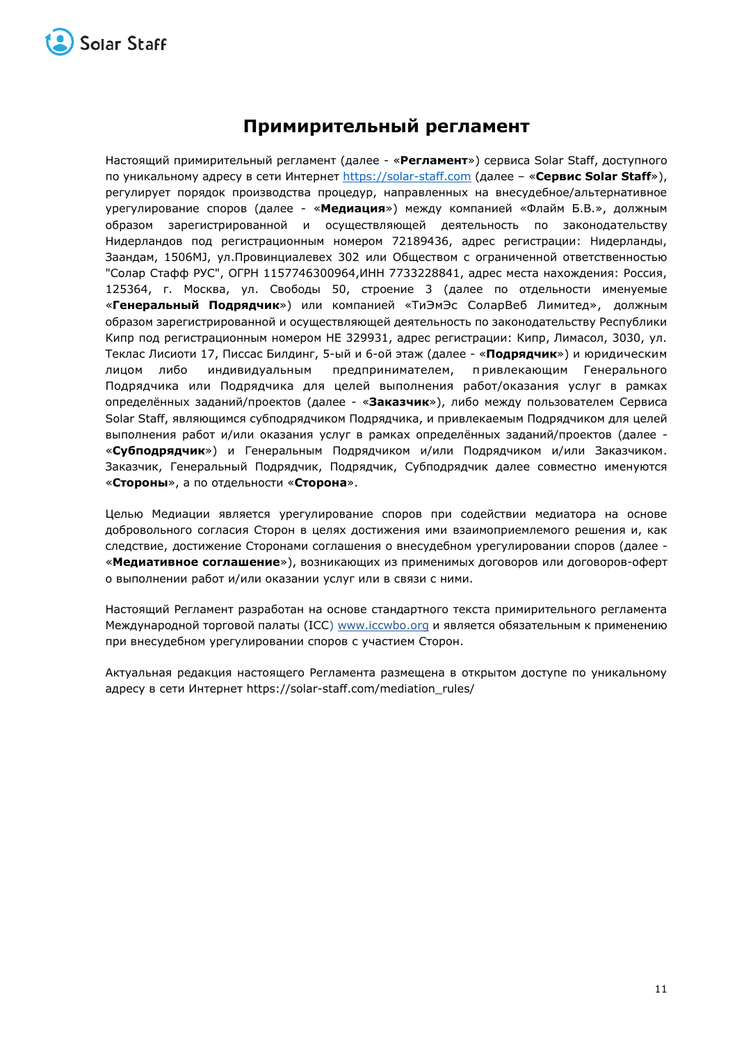# Примирительный регламент

Настоящий примирительный регламент (далее - «**Регламент**») сервиса Solar Staff, доступного по уникальному адресу в сети Интернет https://solar-staff.com (далее – «**Сервис Solar Staff**»), регулирует порядок производства процедур, направленных на внесудебное/альтернативное урегулирование споров (далее - «**Медиация**») между компанией «Флайм Б.В.», должным образом зарегистрированной и осуществляющей деятельность по законодательству Нидерландов под регистрационным номером 72189436, адрес регистрации: Нидерланды, Заандам, 1506MJ, ул.Провинциалевех 302 или Обществом с ограниченной ответственностью "Солар Стафф РУС", ОГРН 1157746300964,ИНН 7733228841, адрес места нахождения: Россия, 125364, г. Москва, ул. Свободы 50, строение 3 (далее по отдельности именуемые «**Генеральный Подрядчик**») или компанией «ТиЭмЭс СоларВеб Лимитед», должным образом зарегистрированной и осуществляющей деятельность по законодательству Республики Кипр под регистрационным номером HE 329931, адрес регистрации: Кипр, Лимасол, 3030, ул. Теклас Лисиоти 17, Писсас Билдинг, 5-ый и 6-ой этаж (далее - «**Подрядчик**») и юридическим лицом либо индивидуальным предпринимателем, привлекающим Генерального Подрядчика или Подрядчика для целей выполнения работ/оказания услуг в рамках определённых заданий/проектов (далее - «**Заказчик**»), либо между пользователем Сервиса Solar Staff, являющимся субподрядчиком Подрядчика, и привлекаемым Подрядчиком для целей выполнения работ и/или оказания услуг в рамках определённых заданий/проектов (далее - «**Субподрядчик**») и Генеральным Подрядчиком и/или Подрядчиком и/или Заказчиком. Заказчик, Генеральный Подрядчик, Подрядчик, Субподрядчик далее совместно именуются «**Стороны**», а по отдельности «**Сторона**».

Целью Медиации является урегулирование споров при содействии медиатора на основе добровольного согласия Сторон в целях достижения ими взаимоприемлемого решения и, как следствие, достижение Сторонами соглашения о внесудебном урегулировании споров (далее - «**Медиативное соглашение**»), возникающих из применимых договоров или договоров-оферт о выполнении работ и/или оказании услуг или в связи с ними.

Настоящий Регламент разработан на основе стандартного текста примирительного регламента Международной торговой палаты (ICC) www.iccwbo.org и является обязательным к применению при внесудебном урегулировании споров с участием Сторон.

Актуальная редакция настоящего Регламента размещена в открытом доступе по уникальному адресу в сети Интернет https://solar-staff.com/mediation_rules/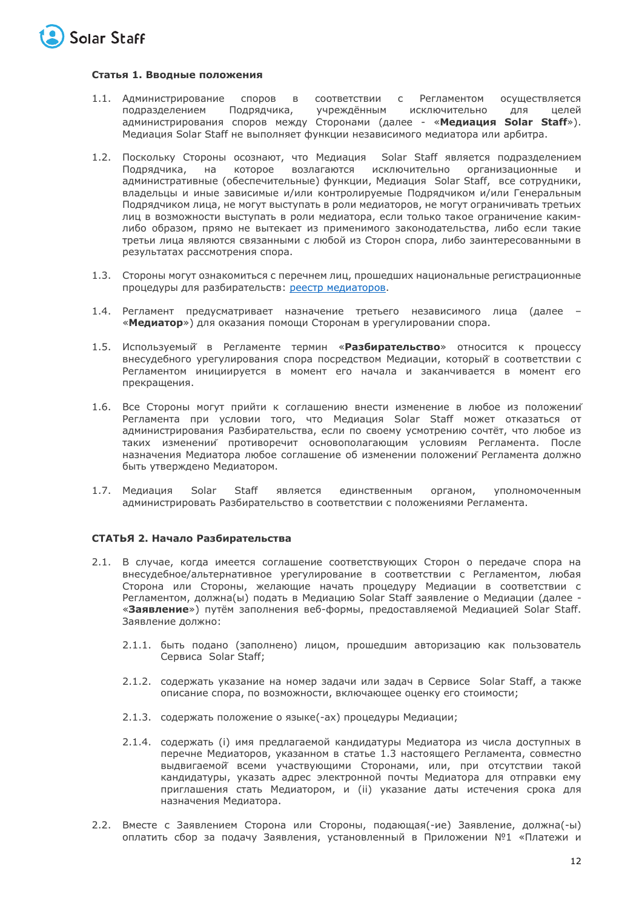**Статья 1. Вводные положения**

1.1. Администрирование споров в соответствии с Регламентом осуществляется подразделением Подрядчика, учреждённым исключительно для целей администрирования споров между Сторонами (далее - «**Медиация Solar Staff**»). Медиация Solar Staff не выполняет функции независимого медиатора или арбитра.

1.2. Поскольку Стороны осознают, что Медиация Solar Staff является подразделением Подрядчика, на которое возлагаются исключительно организационные и административные (обеспечительные) функции, Медиация Solar Staff, все сотрудники, владельцы и иные зависимые и/или контролируемые Подрядчиком и/или Генеральным Подрядчиком лица, не могут выступать в роли медиаторов, не могут ограничивать третьих лиц в возможности выступать в роли медиатора, если только такое ограничение каким-либо образом, прямо не вытекает из применимого законодательства, либо если такие третьи лица являются связанными с любой из Сторон спора, либо заинтересованными в результатах рассмотрения спора.

1.3. Стороны могут ознакомиться с перечнем лиц, прошедших национальные регистрационные процедуры для разбирательств: [реестр медиаторов](реестр медиаторов).

1.4. Регламент предусматривает назначение третьего независимого лица (далее – «**Медиатор**») для оказания помощи Сторонам в урегулировании спора.

1.5. Используемый в Регламенте термин «**Разбирательство**» относится к процессу внесудебного урегулирования спора посредством Медиации, который в соответствии с Регламентом инициируется в момент его начала и заканчивается в момент его прекращения.

1.6. Все Стороны могут прийти к соглашению внести изменение в любое из положений Регламента при условии того, что Медиация Solar Staff может отказаться от администрирования Разбирательства, если по своему усмотрению сочтёт, что любое из таких изменений противоречит основополагающим условиям Регламента. После назначения Медиатора любое соглашение об изменении положений Регламента должно быть утверждено Медиатором.

1.7. Медиация Solar Staff является единственным органом, уполномоченным администрировать Разбирательство в соответствии с положениями Регламента.

**СТАТЬЯ 2. Начало Разбирательства**

2.1. В случае, когда имеется соглашение соответствующих Сторон о передаче спора на внесудебное/альтернативное урегулирование в соответствии с Регламентом, любая Сторона или Стороны, желающие начать процедуру Медиации в соответствии с Регламентом, должна(ы) подать в Медиацию Solar Staff заявление о Медиации (далее - «**Заявление**») путём заполнения веб-формы, предоставляемой Медиацией Solar Staff. Заявление должно:

   2.1.1. быть подано (заполнено) лицом, прошедшим авторизацию как пользователь Сервиса Solar Staff;

   2.1.2. содержать указание на номер задачи или задач в Сервисе Solar Staff, а также описание спора, по возможности, включающее оценку его стоимости;

   2.1.3. содержать положение о языке(-ах) процедуры Медиации;

   2.1.4. содержать (i) имя предлагаемой кандидатуры Медиатора из числа доступных в перечне Медиаторов, указанном в статье 1.3 настоящего Регламента, совместно выдвигаемой всеми участвующими Сторонами, или, при отсутствии такой кандидатуры, указать адрес электронной почты Медиатора для отправки ему приглашения стать Медиатором, и (ii) указание даты истечения срока для назначения Медиатора.

2.2. Вместе с Заявлением Сторона или Стороны, подающая(-ие) Заявление, должна(-ы) оплатить сбор за подачу Заявления, установленный в Приложении №1 «Платежи и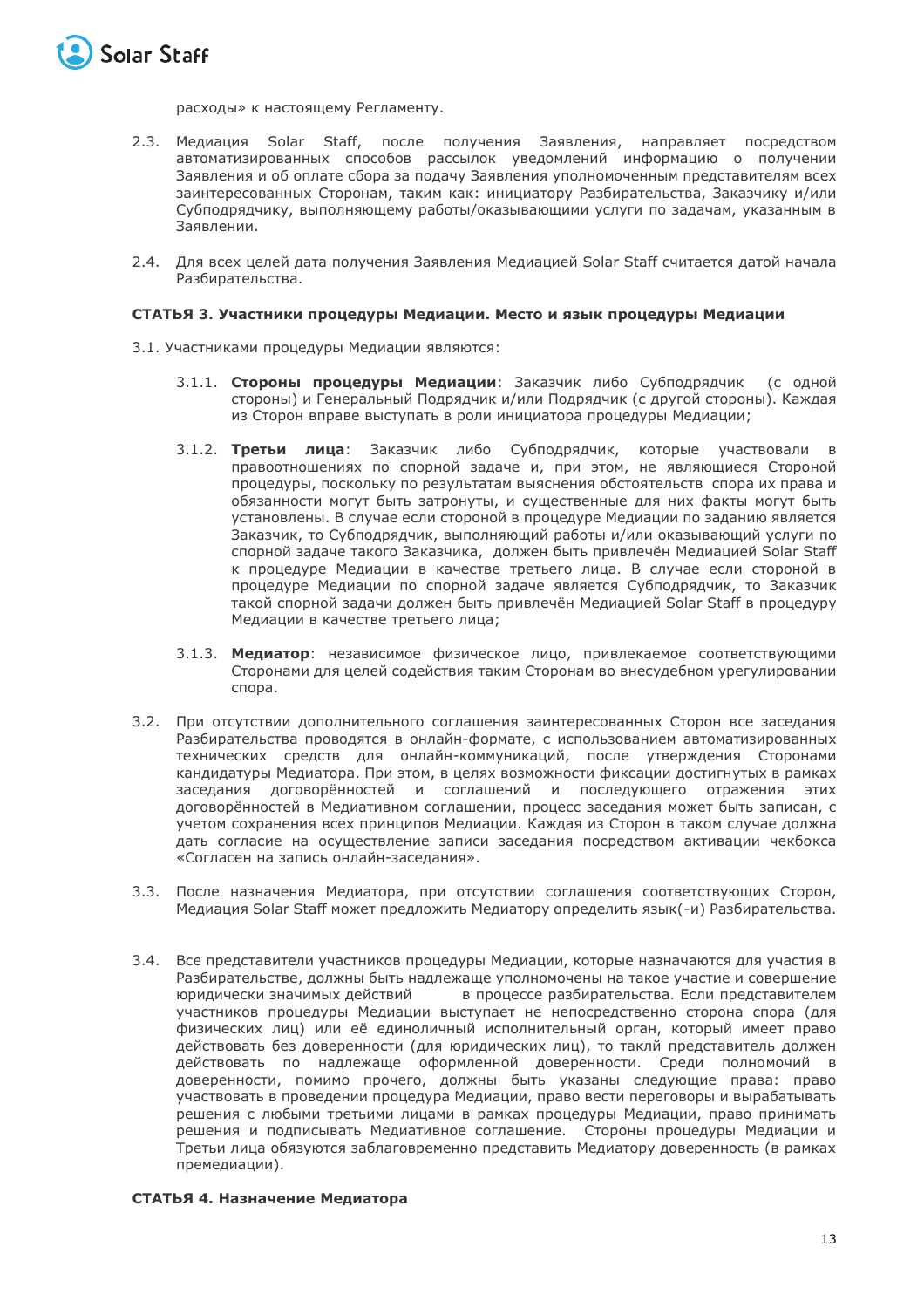расходы» к настоящему Регламенту.

2.3. Медиация Solar Staff, после получения Заявления, направляет посредством автоматизированных способов рассылок уведомлений информацию о получении Заявления и об оплате сбора за подачу Заявления уполномоченным представителям всех заинтересованных Сторонам, таким как: инициатору Разбирательства, Заказчику и/или Субподрядчику, выполняющему работы/оказывающими услуги по задачам, указанным в Заявлении.

2.4. Для всех целей дата получения Заявления Медиацией Solar Staff считается датой начала Разбирательства.

### СТАТЬЯ 3. Участники процедуры Медиации. Место и язык процедуры Медиации

3.1. Участниками процедуры Медиации являются:

3.1.1. **Стороны процедуры Медиации**: Заказчик либо Субподрядчик (с одной стороны) и Генеральный Подрядчик и/или Подрядчик (с другой стороны). Каждая из Сторон вправе выступать в роли инициатора процедуры Медиации;

3.1.2. **Третьи лица**: Заказчик либо Субподрядчик, которые участвовали в правоотношениях по спорной задаче и, при этом, не являющиеся Стороной процедуры, поскольку по результатам выяснения обстоятельств спора их права и обязанности могут быть затронуты, и существенные для них факты могут быть установлены. В случае если стороной в процедуре Медиации по заданию является Заказчик, то Субподрядчик, выполняющий работы и/или оказывающий услуги по спорной задаче такого Заказчика, должен быть привлечён Медиацией Solar Staff к процедуре Медиации в качестве третьего лица. В случае если стороной в процедуре Медиации по спорной задаче является Субподрядчик, то Заказчик такой спорной задачи должен быть привлечён Медиацией Solar Staff в процедуру Медиации в качестве третьего лица;

3.1.3. **Медиатор**: независимое физическое лицо, привлекаемое соответствующими Сторонами для целей содействия таким Сторонам во внесудебном урегулировании спора.

3.2. При отсутствии дополнительного соглашения заинтересованных Сторон все заседания Разбирательства проводятся в онлайн-формате, с использованием автоматизированных технических средств для онлайн-коммуникаций, после утверждения Сторонами кандидатуры Медиатора. При этом, в целях возможности фиксации достигнутых в рамках заседания договорённостей и соглашений и последующего отражения этих договорённостей в Медиативном соглашении, процесс заседания может быть записан, с учетом сохранения всех принципов Медиации. Каждая из Сторон в таком случае должна дать согласие на осуществление записи заседания посредством активации чекбокса «Согласен на запись онлайн-заседания».

3.3. После назначения Медиатора, при отсутствии соглашения соответствующих Сторон, Медиация Solar Staff может предложить Медиатору определить язык(-и) Разбирательства.

3.4. Все представители участников процедуры Медиации, которые назначаются для участия в Разбирательстве, должны быть надлежаще уполномочены на такое участие и совершение юридически значимых действий в процессе разбирательства. Если представителем участников процедуры Медиации выступает не непосредственно сторона спора (для физических лиц) или её единоличный исполнительный орган, который имеет право действовать без доверенности (для юридических лиц), то таклй представитель должен действовать по надлежаще оформленной доверенности. Среди полномочий в доверенности, помимо прочего, должны быть указаны следующие права: право участвовать в проведении процедура Медиации, право вести переговоры и вырабатывать решения с любыми третьими лицами в рамках процедуры Медиации, право принимать решения и подписывать Медиативное соглашение. Стороны процедуры Медиации и Третьи лица обязуются заблаговременно представить Медиатору доверенность (в рамках премедиации).

### СТАТЬЯ 4. Назначение Медиатора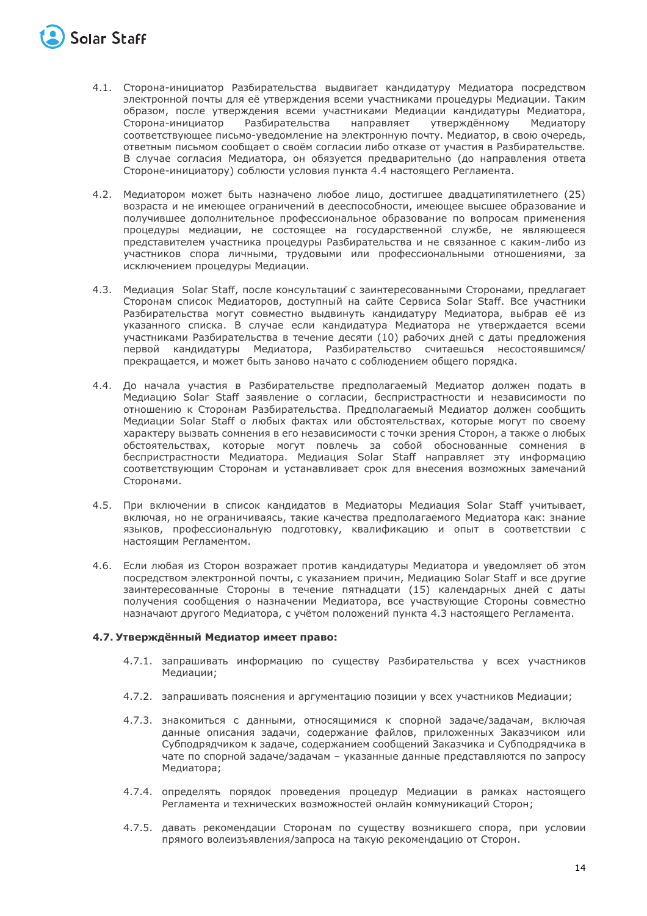4.1. Сторона-инициатор Разбирательства выдвигает кандидатуру Медиатора посредством электронной почты для её утверждения всеми участниками процедуры Медиации. Таким образом, после утверждения всеми участниками Медиации кандидатуры Медиатора, Сторона-инициатор Разбирательства направляет утверждённому Медиатору соответствующее письмо-уведомление на электронную почту. Медиатор, в свою очередь, ответным письмом сообщает о своём согласии либо отказе от участия в Разбирательстве. В случае согласия Медиатора, он обязуется предварительно (до направления ответа Стороне-инициатору) соблюсти условия пункта 4.4 настоящего Регламента.

4.2. Медиатором может быть назначено любое лицо, достигшее двадцатипятилетнего (25) возраста и не имеющее ограничений в дееспособности, имеющее высшее образование и получившее дополнительное профессиональное образование по вопросам применения процедуры медиации, не состоящее на государственной службе, не являющееся представителем участника процедуры Разбирательства и не связанное с каким-либо из участников спора личными, трудовыми или профессиональными отношениями, за исключением процедуры Медиации.

4.3. Медиация Solar Staff, после консультаций с заинтересованными Сторонами, предлагает Сторонам список Медиаторов, доступный на сайте Сервиса Solar Staff. Все участники Разбирательства могут совместно выдвинуть кандидатуру Медиатора, выбрав её из указанного списка. В случае если кандидатура Медиатора не утверждается всеми участниками Разбирательства в течение десяти (10) рабочих дней с даты предложения первой кандидатуры Медиатора, Разбирательство считаешься несостоявшимся/прекращается, и может быть заново начато с соблюдением общего порядка.

4.4. До начала участия в Разбирательстве предполагаемый Медиатор должен подать в Медиацию Solar Staff заявление о согласии, беспристрастности и независимости по отношению к Сторонам Разбирательства. Предполагаемый Медиатор должен сообщить Медиации Solar Staff о любых фактах или обстоятельствах, которые могут по своему характеру вызвать сомнения в его независимости с точки зрения Сторон, а также о любых обстоятельствах, которые могут повлечь за собой обоснованные сомнения в беспристрастности Медиатора. Медиация Solar Staff направляет эту информацию соответствующим Сторонам и устанавливает срок для внесения возможных замечаний Сторонами.

4.5. При включении в список кандидатов в Медиаторы Медиация Solar Staff учитывает, включая, но не ограничиваясь, такие качества предполагаемого Медиатора как: знание языков, профессиональную подготовку, квалификацию и опыт в соответствии с настоящим Регламентом.

4.6. Если любая из Сторон возражает против кандидатуры Медиатора и уведомляет об этом посредством электронной почты, с указанием причин, Медиацию Solar Staff и все другие заинтересованные Стороны в течение пятнадцати (15) календарных дней с даты получения сообщения о назначении Медиатора, все участвующие Стороны совместно назначают другого Медиатора, с учётом положений пункта 4.3 настоящего Регламента.

**4.7. Утверждённый Медиатор имеет право:**

4.7.1. запрашивать информацию по существу Разбирательства у всех участников Медиации;

4.7.2. запрашивать пояснения и аргументацию позиции у всех участников Медиации;

4.7.3. знакомиться с данными, относящимися к спорной задаче/задачам, включая данные описания задачи, содержание файлов, приложенных Заказчиком или Субподрядчиком к задаче, содержанием сообщений Заказчика и Субподрядчика в чате по спорной задаче/задачам – указанные данные представляются по запросу Медиатора;

4.7.4. определять порядок проведения процедур Медиации в рамках настоящего Регламента и технических возможностей онлайн коммуникаций Сторон;

4.7.5. давать рекомендации Сторонам по существу возникшего спора, при условии прямого волеизъявления/запроса на такую рекомендацию от Сторон.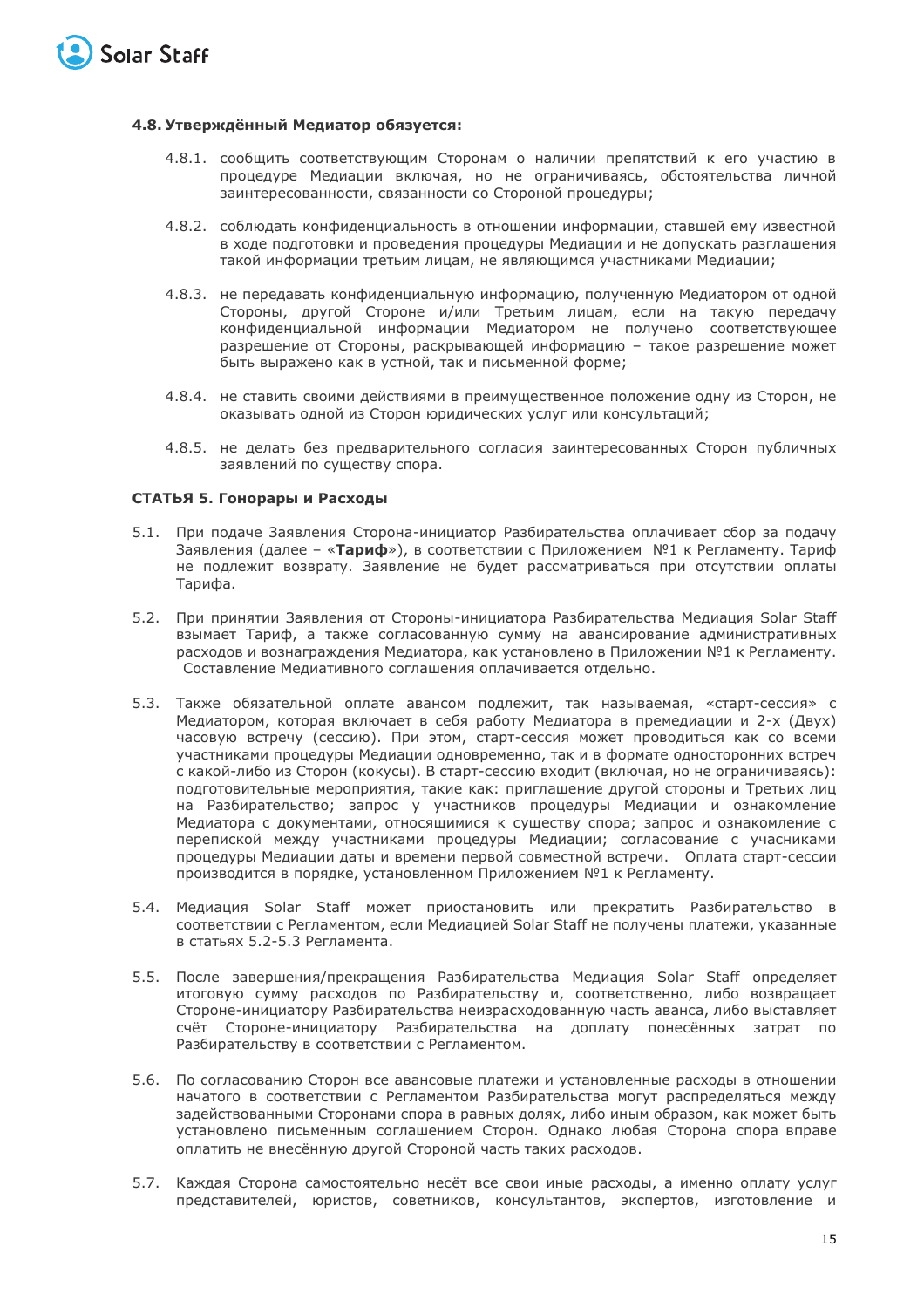**4.8. Утверждённый Медиатор обязуется:**

4.8.1. сообщить соответствующим Сторонам о наличии препятствий к его участию в процедуре Медиации включая, но не ограничиваясь, обстоятельства личной заинтересованности, связанности со Стороной процедуры;

4.8.2. соблюдать конфиденциальность в отношении информации, ставшей ему известной в ходе подготовки и проведения процедуры Медиации и не допускать разглашения такой информации третьим лицам, не являющимся участниками Медиации;

4.8.3. не передавать конфиденциальную информацию, полученную Медиатором от одной Стороны, другой Стороне и/или Третьим лицам, если на такую передачу конфиденциальной информации Медиатором не получено соответствующее разрешение от Стороны, раскрывающей информацию – такое разрешение может быть выражено как в устной, так и письменной форме;

4.8.4. не ставить своими действиями в преимущественное положение одну из Сторон, не оказывать одной из Сторон юридических услуг или консультаций;

4.8.5. не делать без предварительного согласия заинтересованных Сторон публичных заявлений по существу спора.

**СТАТЬЯ 5. Гонорары и Расходы**

5.1. При подаче Заявления Сторона-инициатор Разбирательства оплачивает сбор за подачу Заявления (далее – «**Тариф**»), в соответствии с Приложением №1 к Регламенту. Тариф не подлежит возврату. Заявление не будет рассматриваться при отсутствии оплаты Тарифа.

5.2. При принятии Заявления от Стороны-инициатора Разбирательства Медиация Solar Staff взымает Тариф, а также согласованную сумму на авансирование административных расходов и вознаграждения Медиатора, как установлено в Приложении №1 к Регламенту. Составление Медиативного соглашения оплачивается отдельно.

5.3. Также обязательной оплате авансом подлежит, так называемая, «старт-сессия» с Медиатором, которая включает в себя работу Медиатора в премедиации и 2-х (Двух) часовую встречу (сессию). При этом, старт-сессия может проводиться как со всеми участниками процедуры Медиации одновременно, так и в формате односторонних встреч с какой-либо из Сторон (кокусы). В старт-сессию входит (включая, но не ограничиваясь): подготовительные мероприятия, такие как: приглашение другой стороны и Третьих лиц на Разбирательство; запрос у участников процедуры Медиации и ознакомление Медиатора с документами, относящимися к существу спора; запрос и ознакомление с перепиской между участниками процедуры Медиации; согласование с учасниками процедуры Медиации даты и времени первой совместной встречи. Оплата старт-сессии производится в порядке, установленном Приложением №1 к Регламенту.

5.4. Медиация Solar Staff может приостановить или прекратить Разбирательство в соответствии с Регламентом, если Медиацией Solar Staff не получены платежи, указанные в статьях 5.2-5.3 Регламента.

5.5. После завершения/прекращения Разбирательства Медиация Solar Staff определяет итоговую сумму расходов по Разбирательству и, соответственно, либо возвращает Стороне-инициатору Разбирательства неизрасходованную часть аванса, либо выставляет счёт Стороне-инициатору Разбирательства на доплату понесённых затрат по Разбирательству в соответствии с Регламентом.

5.6. По согласованию Сторон все авансовые платежи и установленные расходы в отношении начатого в соответствии с Регламентом Разбирательства могут распределяться между задействованными Сторонами спора в равных долях, либо иным образом, как может быть установлено письменным соглашением Сторон. Однако любая Сторона спора вправе оплатить не внесённую другой Стороной часть таких расходов.

5.7. Каждая Сторона самостоятельно несёт все свои иные расходы, а именно оплату услуг представителей, юристов, советников, консультантов, экспертов, изготовление и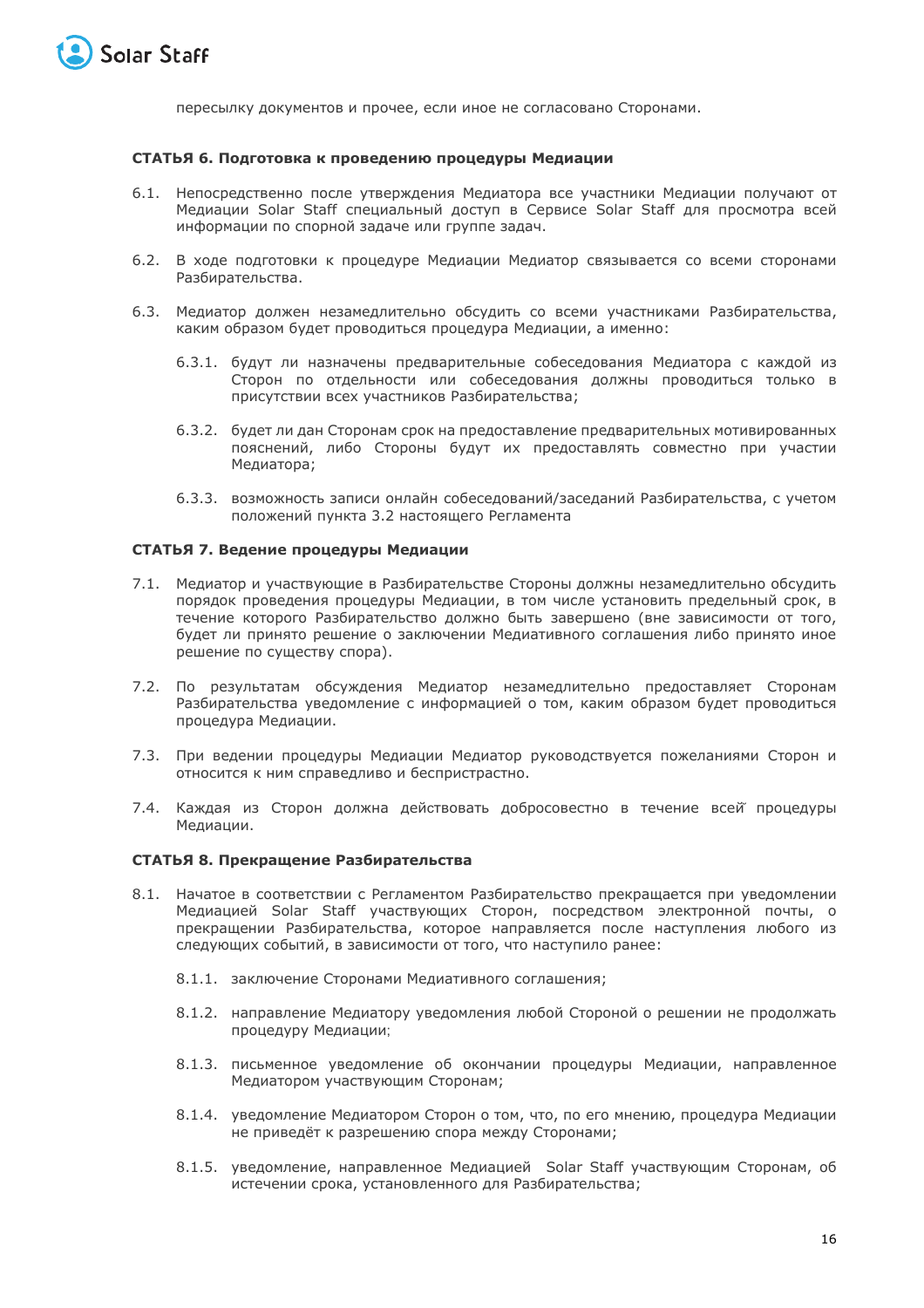пересылку документов и прочее, если иное не согласовано Сторонами.

**СТАТЬЯ 6. Подготовка к проведению процедуры Медиации**

6.1. Непосредственно после утверждения Медиатора все участники Медиации получают от Медиации Solar Staff специальный доступ в Сервисе Solar Staff для просмотра всей информации по спорной задаче или группе задач.

6.2. В ходе подготовки к процедуре Медиации Медиатор связывается со всеми сторонами Разбирательства.

6.3. Медиатор должен незамедлительно обсудить со всеми участниками Разбирательства, каким образом будет проводиться процедура Медиации, а именно:

6.3.1. будут ли назначены предварительные собеседования Медиатора с каждой из Сторон по отдельности или собеседования должны проводиться только в присутствии всех участников Разбирательства;

6.3.2. будет ли дан Сторонам срок на предоставление предварительных мотивированных пояснений, либо Стороны будут их предоставлять совместно при участии Медиатора;

6.3.3. возможность записи онлайн собеседований/заседаний Разбирательства, с учетом положений пункта 3.2 настоящего Регламента

**СТАТЬЯ 7. Ведение процедуры Медиации**

7.1. Медиатор и участвующие в Разбирательстве Стороны должны незамедлительно обсудить порядок проведения процедуры Медиации, в том числе установить предельный срок, в течение которого Разбирательство должно быть завершено (вне зависимости от того, будет ли принято решение о заключении Медиативного соглашения либо принято иное решение по существу спора).

7.2. По результатам обсуждения Медиатор незамедлительно предоставляет Сторонам Разбирательства уведомление с информацией о том, каким образом будет проводиться процедура Медиации.

7.3. При ведении процедуры Медиации Медиатор руководствуется пожеланиями Сторон и относится к ним справедливо и беспристрастно.

7.4. Каждая из Сторон должна действовать добросовестно в течение всей процедуры Медиации.

**СТАТЬЯ 8. Прекращение Разбирательства**

8.1. Начатое в соответствии с Регламентом Разбирательство прекращается при уведомлении Медиацией Solar Staff участвующих Сторон, посредством электронной почты, о прекращении Разбирательства, которое направляется после наступления любого из следующих событий, в зависимости от того, что наступило ранее:

8.1.1. заключение Сторонами Медиативного соглашения;

8.1.2. направление Медиатору уведомления любой Стороной о решении не продолжать процедуру Медиации;

8.1.3. письменное уведомление об окончании процедуры Медиации, направленное Медиатором участвующим Сторонам;

8.1.4. уведомление Медиатором Сторон о том, что, по его мнению, процедура Медиации не приведёт к разрешению спора между Сторонами;

8.1.5. уведомление, направленное Медиацией Solar Staff участвующим Сторонам, об истечении срока, установленного для Разбирательства;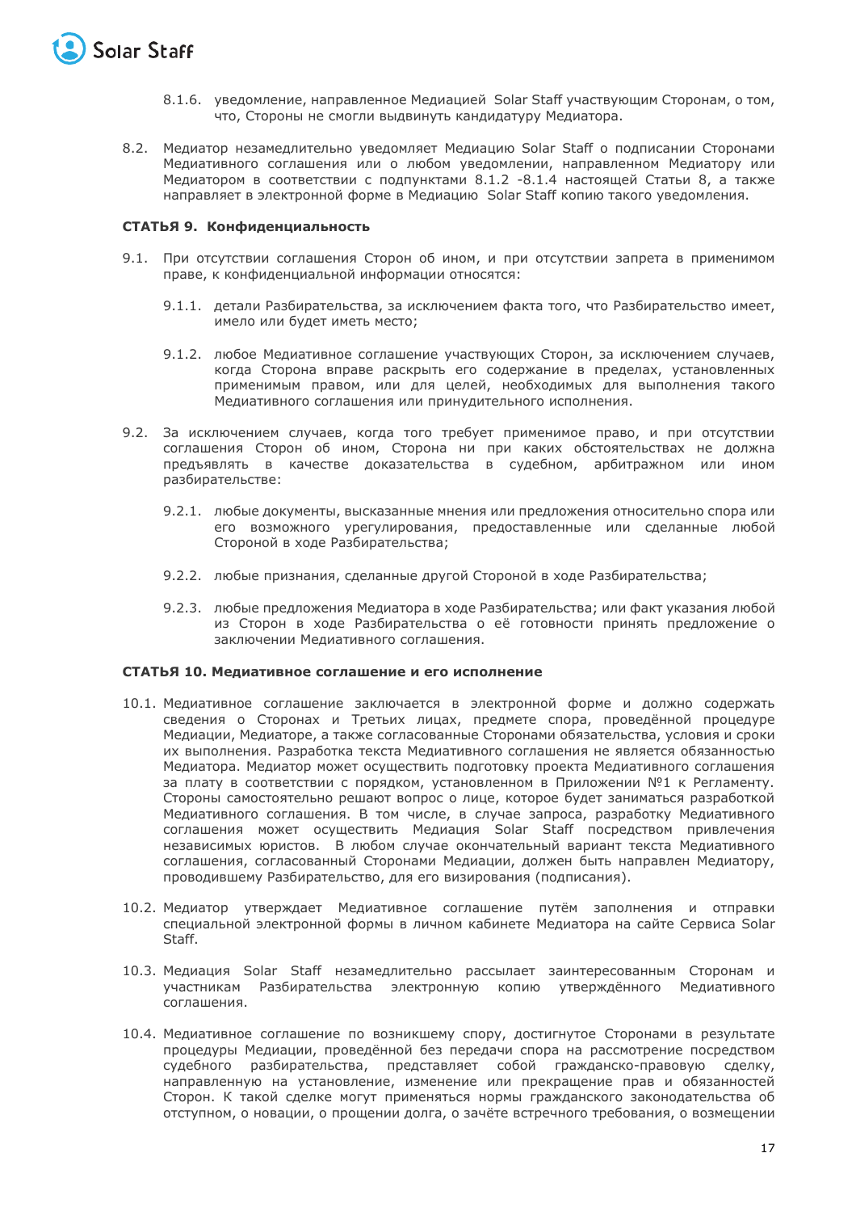8.1.6. уведомление, направленное Медиацией Solar Staff участвующим Сторонам, о том, что, Стороны не смогли выдвинуть кандидатуру Медиатора.

8.2. Медиатор незамедлительно уведомляет Медиацию Solar Staff о подписании Сторонами Медиативного соглашения или о любом уведомлении, направленном Медиатору или Медиатором в соответствии с подпунктами 8.1.2 -8.1.4 настоящей Статьи 8, а также направляет в электронной форме в Медиацию Solar Staff копию такого уведомления.

**СТАТЬЯ 9. Конфиденциальность**

9.1. При отсутствии соглашения Сторон об ином, и при отсутствии запрета в применимом праве, к конфиденциальной информации относятся:

9.1.1. детали Разбирательства, за исключением факта того, что Разбирательство имеет, имело или будет иметь место;

9.1.2. любое Медиативное соглашение участвующих Сторон, за исключением случаев, когда Сторона вправе раскрыть его содержание в пределах, установленных применимым правом, или для целей, необходимых для выполнения такого Медиативного соглашения или принудительного исполнения.

9.2. За исключением случаев, когда того требует применимое право, и при отсутствии соглашения Сторон об ином, Сторона ни при каких обстоятельствах не должна предъявлять в качестве доказательства в судебном, арбитражном или ином разбирательстве:

9.2.1. любые документы, высказанные мнения или предложения относительно спора или его возможного урегулирования, предоставленные или сделанные любой Стороной в ходе Разбирательства;

9.2.2. любые признания, сделанные другой Стороной в ходе Разбирательства;

9.2.3. любые предложения Медиатора в ходе Разбирательства; или факт указания любой из Сторон в ходе Разбирательства о её готовности принять предложение о заключении Медиативного соглашения.

**СТАТЬЯ 10. Медиативное соглашение и его исполнение**

10.1. Медиативное соглашение заключается в электронной форме и должно содержать сведения о Сторонах и Третьих лицах, предмете спора, проведённой процедуре Медиации, Медиаторе, а также согласованные Сторонами обязательства, условия и сроки их выполнения. Разработка текста Медиативного соглашения не является обязанностью Медиатора. Медиатор может осуществить подготовку проекта Медиативного соглашения за плату в соответствии с порядком, установленном в Приложении №1 к Регламенту. Стороны самостоятельно решают вопрос о лице, которое будет заниматься разработкой Медиативного соглашения. В том числе, в случае запроса, разработку Медиативного соглашения может осуществить Медиация Solar Staff посредством привлечения независимых юристов. В любом случае окончательный вариант текста Медиативного соглашения, согласованный Сторонами Медиации, должен быть направлен Медиатору, проводившему Разбирательство, для его визирования (подписания).

10.2. Медиатор утверждает Медиативное соглашение путём заполнения и отправки специальной электронной формы в личном кабинете Медиатора на сайте Сервиса Solar Staff.

10.3. Медиация Solar Staff незамедлительно рассылает заинтересованным Сторонам и участникам Разбирательства электронную копию утверждённого Медиативного соглашения.

10.4. Медиативное соглашение по возникшему спору, достигнутое Сторонами в результате процедуры Медиации, проведённой без передачи спора на рассмотрение посредством судебного разбирательства, представляет собой гражданско-правовую сделку, направленную на установление, изменение или прекращение прав и обязанностей Сторон. К такой сделке могут применяться нормы гражданского законодательства об отступном, о новации, о прощении долга, о зачёте встречного требования, о возмещении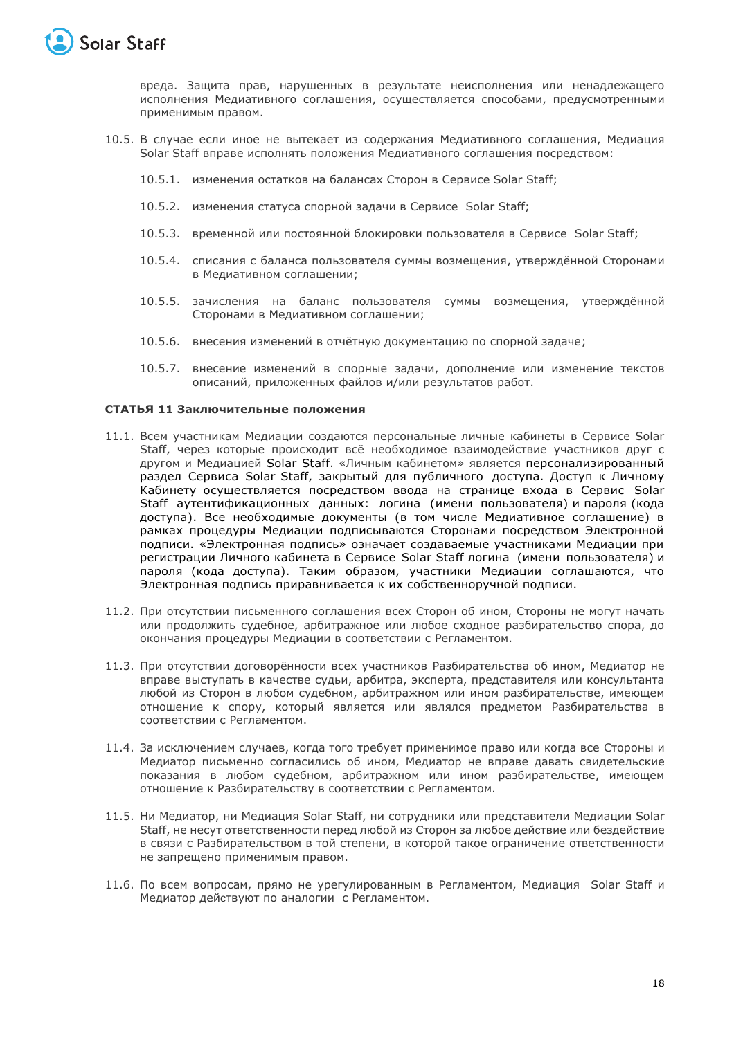вреда. Защита прав, нарушенных в результате неисполнения или ненадлежащего исполнения Медиативного соглашения, осуществляется способами, предусмотренными применимым правом.

10.5. В случае если иное не вытекает из содержания Медиативного соглашения, Медиация Solar Staff вправе исполнять положения Медиативного соглашения посредством:

10.5.1. изменения остатков на балансах Сторон в Сервисе Solar Staff;

10.5.2. изменения статуса спорной задачи в Сервисе Solar Staff;

10.5.3. временной или постоянной блокировки пользователя в Сервисе Solar Staff;

10.5.4. списания с баланса пользователя суммы возмещения, утверждённой Сторонами в Медиативном соглашении;

10.5.5. зачисления на баланс пользователя суммы возмещения, утверждённой Сторонами в Медиативном соглашении;

10.5.6. внесения изменений в отчётную документацию по спорной задаче;

10.5.7. внесение изменений в спорные задачи, дополнение или изменение текстов описаний, приложенных файлов и/или результатов работ.

**СТАТЬЯ 11 Заключительные положения**

11.1. Всем участникам Медиации создаются персональные личные кабинеты в Сервисе Solar Staff, через которые происходит всё необходимое взаимодействие участников друг с другом и Медиацией Solar Staff. «Личным кабинетом» является персонализированный раздел Сервиса Solar Staff, закрытый для публичного доступа. Доступ к Личному Кабинету осуществляется посредством ввода на странице входа в Сервис Solar Staff аутентификационных данных: логина (имени пользователя) и пароля (кода доступа). Все необходимые документы (в том числе Медиативное соглашение) в рамках процедуры Медиации подписываются Сторонами посредством Электронной подписи. «Электронная подпись» означает создаваемые участниками Медиации при регистрации Личного кабинета в Сервисе Solar Staff логина (имени пользователя) и пароля (кода доступа). Таким образом, участники Медиации соглашаются, что Электронная подпись приравнивается к их собственноручной подписи.

11.2. При отсутствии письменного соглашения всех Сторон об ином, Стороны не могут начать или продолжить судебное, арбитражное или любое сходное разбирательство спора, до окончания процедуры Медиации в соответствии с Регламентом.

11.3. При отсутствии договорённости всех участников Разбирательства об ином, Медиатор не вправе выступать в качестве судьи, арбитра, эксперта, представителя или консультанта любой из Сторон в любом судебном, арбитражном или ином разбирательстве, имеющем отношение к спору, который является или являлся предметом Разбирательства в соответствии с Регламентом.

11.4. За исключением случаев, когда того требует применимое право или когда все Стороны и Медиатор письменно согласились об ином, Медиатор не вправе давать свидетельские показания в любом судебном, арбитражном или ином разбирательстве, имеющем отношение к Разбирательству в соответствии с Регламентом.

11.5. Ни Медиатор, ни Медиация Solar Staff, ни сотрудники или представители Медиации Solar Staff, не несут ответственности перед любой из Сторон за любое действие или бездействие в связи с Разбирательством в той степени, в которой такое ограничение ответственности не запрещено применимым правом.

11.6. По всем вопросам, прямо не урегулированным в Регламентом, Медиация Solar Staff и Медиатор действуют по аналогии с Регламентом.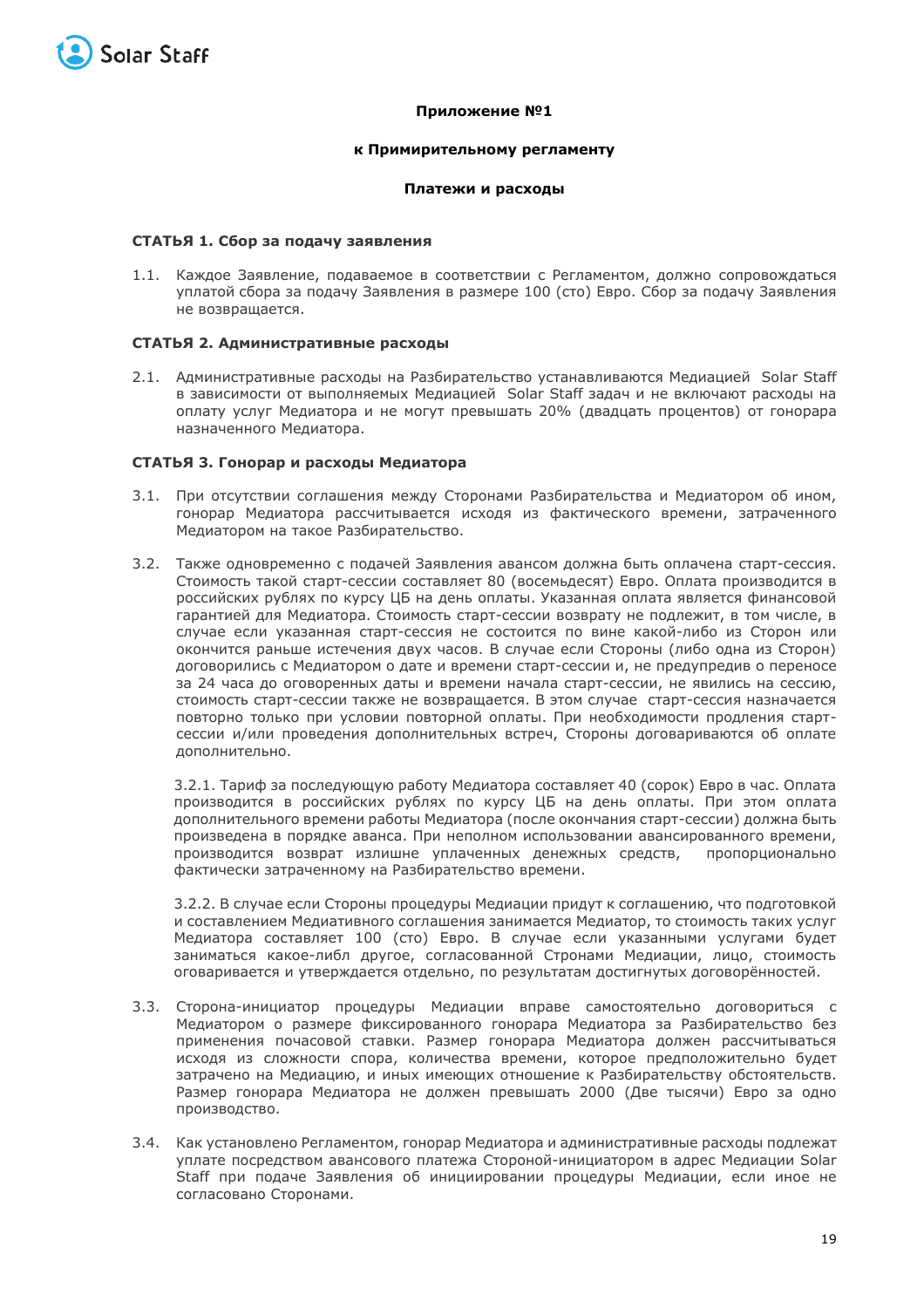**Приложение №1**

**к Примирительному регламенту**

**Платежи и расходы**

**СТАТЬЯ 1. Сбор за подачу заявления**

1.1. Каждое Заявление, подаваемое в соответствии с Регламентом, должно сопровождаться уплатой сбора за подачу Заявления в размере 100 (сто) Евро. Сбор за подачу Заявления не возвращается.

**СТАТЬЯ 2. Административные расходы**

2.1. Административные расходы на Разбирательство устанавливаются Медиацией Solar Staff в зависимости от выполняемых Медиацией Solar Staff задач и не включают расходы на оплату услуг Медиатора и не могут превышать 20% (двадцать процентов) от гонорара назначенного Медиатора.

**СТАТЬЯ 3. Гонорар и расходы Медиатора**

3.1. При отсутствии соглашения между Сторонами Разбирательства и Медиатором об ином, гонорар Медиатора рассчитывается исходя из фактического времени, затраченного Медиатором на такое Разбирательство.

3.2. Также одновременно с подачей Заявления авансом должна быть оплачена старт-сессия. Стоимость такой старт-сессии составляет 80 (восемьдесят) Евро. Оплата производится в российских рублях по курсу ЦБ на день оплаты. Указанная оплата является финансовой гарантией для Медиатора. Стоимость старт-сессии возврату не подлежит, в том числе, в случае если указанная старт-сессия не состоится по вине какой-либо из Сторон или окончится раньше истечения двух часов. В случае если Стороны (либо одна из Сторон) договорились с Медиатором о дате и времени старт-сессии и, не предупредив о переносе за 24 часа до оговоренных даты и времени начала старт-сессии, не явились на сессию, стоимость старт-сессии также не возвращается. В этом случае старт-сессия назначается повторно только при условии повторной оплаты. При необходимости продления старт-сессии и/или проведения дополнительных встреч, Стороны договариваются об оплате дополнительно.

3.2.1. Тариф за последующую работу Медиатора составляет 40 (сорок) Евро в час. Оплата производится в российских рублях по курсу ЦБ на день оплаты. При этом оплата дополнительного времени работы Медиатора (после окончания старт-сессии) должна быть произведена в порядке аванса. При неполном использовании авансированного времени, производится возврат излишне уплаченных денежных средств, пропорционально фактически затраченному на Разбирательство времени.

3.2.2. В случае если Стороны процедуры Медиации придут к соглашению, что подготовкой и составлением Медиативного соглашения занимается Медиатор, то стоимость таких услуг Медиатора составляет 100 (сто) Евро. В случае если указанными услугами будет заниматься какое-либл другое, согласованной Стронами Медиации, лицо, стоимость оговаривается и утверждается отдельно, по результатам достигнутых договорённостей.

3.3. Сторона-инициатор процедуры Медиации вправе самостоятельно договориться с Медиатором о размере фиксированного гонорара Медиатора за Разбирательство без применения почасовой ставки. Размер гонорара Медиатора должен рассчитываться исходя из сложности спора, количества времени, которое предположительно будет затрачено на Медиацию, и иных имеющих отношение к Разбирательству обстоятельств. Размер гонорара Медиатора не должен превышать 2000 (Две тысячи) Евро за одно производство.

3.4. Как установлено Регламентом, гонорар Медиатора и административные расходы подлежат уплате посредством авансового платежа Стороной-инициатором в адрес Медиации Solar Staff при подаче Заявления об инициировании процедуры Медиации, если иное не согласовано Сторонами.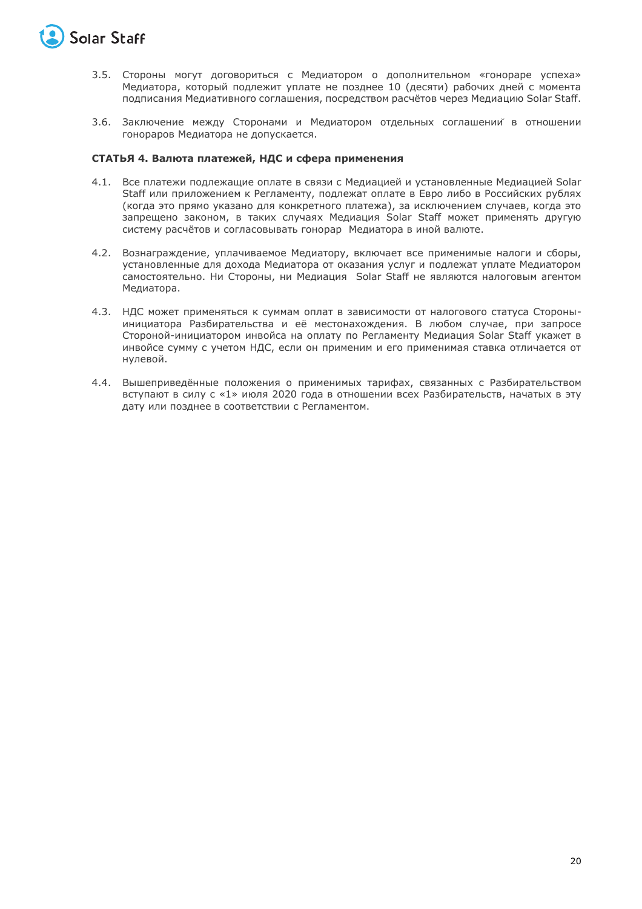3.5. Стороны могут договориться с Медиатором о дополнительном «гонораре успеха» Медиатора, который подлежит уплате не позднее 10 (десяти) рабочих дней с момента подписания Медиативного соглашения, посредством расчётов через Медиацию Solar Staff.

3.6. Заключение между Сторонами и Медиатором отдельных соглашений в отношении гонораров Медиатора не допускается.

**СТАТЬЯ 4. Валюта платежей, НДС и сфера применения**

4.1. Все платежи подлежащие оплате в связи с Медиацией и установленные Медиацией Solar Staff или приложением к Регламенту, подлежат оплате в Евро либо в Российских рублях (когда это прямо указано для конкретного платежа), за исключением случаев, когда это запрещено законом, в таких случаях Медиация Solar Staff может применять другую систему расчётов и согласовывать гонорар Медиатора в иной валюте.

4.2. Вознаграждение, уплачиваемое Медиатору, включает все применимые налоги и сборы, установленные для дохода Медиатора от оказания услуг и подлежат уплате Медиатором самостоятельно. Ни Стороны, ни Медиация Solar Staff не являются налоговым агентом Медиатора.

4.3. НДС может применяться к суммам оплат в зависимости от налогового статуса Стороны-инициатора Разбирательства и её местонахождения. В любом случае, при запросе Стороной-инициатором инвойса на оплату по Регламенту Медиация Solar Staff укажет в инвойсе сумму с учетом НДС, если он применим и его применимая ставка отличается от нулевой.

4.4. Вышеприведённые положения о применимых тарифах, связанных с Разбирательством вступают в силу с «1» июля 2020 года в отношении всех Разбирательств, начатых в эту дату или позднее в соответствии с Регламентом.